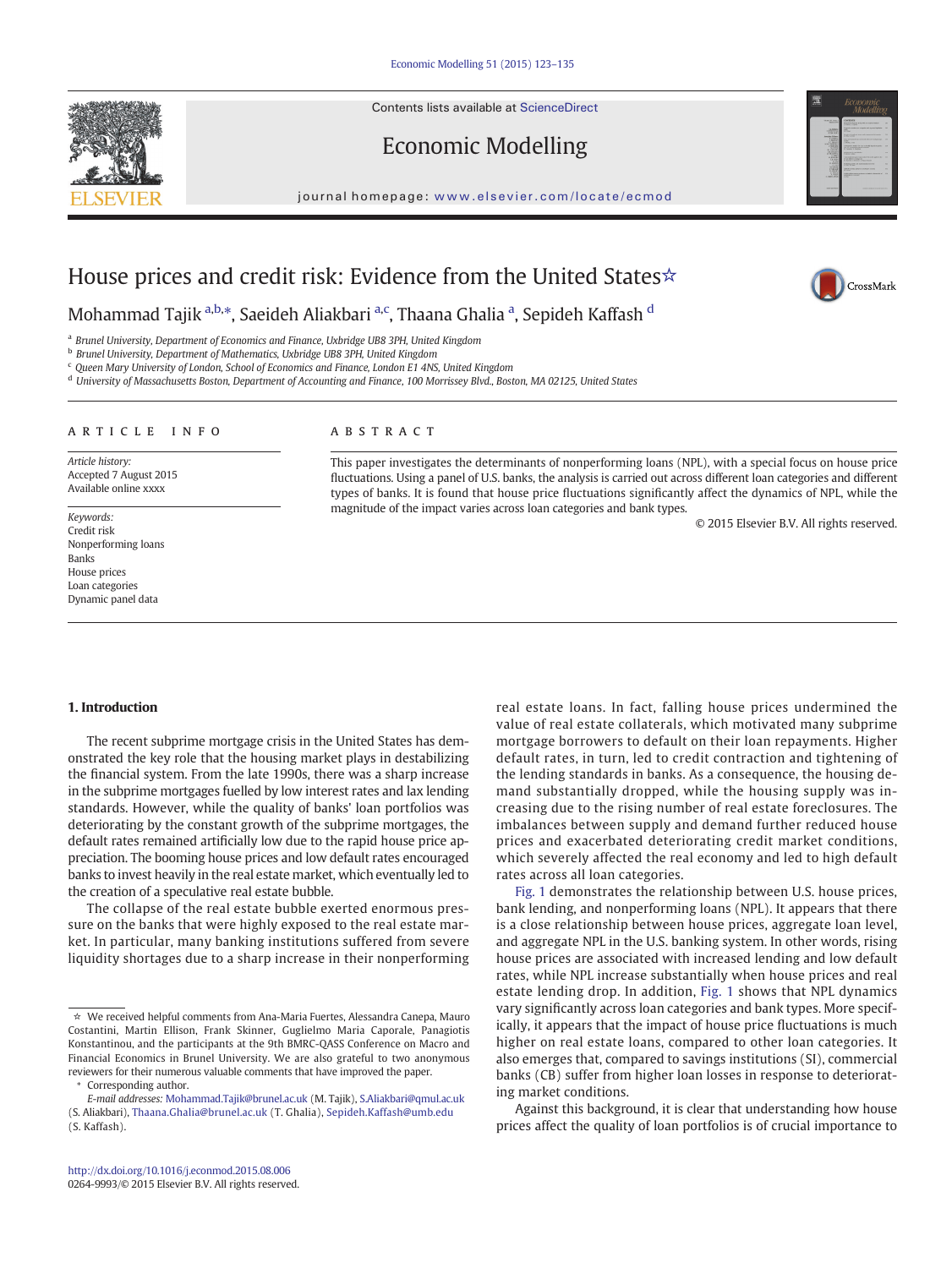Contents lists available at ScienceDirect

# Economic Modelling

journal homepage: www.elsevier.com/locate/ecmod

# House prices and credit risk: Evidence from the United States☆

Mohammad Tajik [a,b,*], Saeideh Aliakbari [a,c], Thaana Ghalia [a], Sepideh Kaffash [d]

[a] Brunel University, Department of Economics and Finance, Uxbridge UB8 3PH, United Kingdom
[b] Brunel University, Department of Mathematics, Uxbridge UB8 3PH, United Kingdom
[c] Queen Mary University of London, School of Economics and Finance, London E1 4NS, United Kingdom
[d] University of Massachusetts Boston, Department of Accounting and Finance, 100 Morrissey Blvd., Boston, MA 02125, United States

## ARTICLE INFO

*Article history:*
Accepted 7 August 2015
Available online xxxx

*Keywords:*
Credit risk
Nonperforming loans
Banks
House prices
Loan categories
Dynamic panel data

## ABSTRACT

This paper investigates the determinants of nonperforming loans (NPL), with a special focus on house price fluctuations. Using a panel of U.S. banks, the analysis is carried out across different loan categories and different types of banks. It is found that house price fluctuations significantly affect the dynamics of NPL, while the magnitude of the impact varies across loan categories and bank types.

© 2015 Elsevier B.V. All rights reserved.

## 1. Introduction

The recent subprime mortgage crisis in the United States has demonstrated the key role that the housing market plays in destabilizing the financial system. From the late 1990s, there was a sharp increase in the subprime mortgages fuelled by low interest rates and lax lending standards. However, while the quality of banks' loan portfolios was deteriorating by the constant growth of the subprime mortgages, the default rates remained artificially low due to the rapid house price appreciation. The booming house prices and low default rates encouraged banks to invest heavily in the real estate market, which eventually led to the creation of a speculative real estate bubble.

The collapse of the real estate bubble exerted enormous pressure on the banks that were highly exposed to the real estate market. In particular, many banking institutions suffered from severe liquidity shortages due to a sharp increase in their nonperforming real estate loans. In fact, falling house prices undermined the value of real estate collaterals, which motivated many subprime mortgage borrowers to default on their loan repayments. Higher default rates, in turn, led to credit contraction and tightening of the lending standards in banks. As a consequence, the housing demand substantially dropped, while the housing supply was increasing due to the rising number of real estate foreclosures. The imbalances between supply and demand further reduced house prices and exacerbated deteriorating credit market conditions, which severely affected the real economy and led to high default rates across all loan categories.

Fig. 1 demonstrates the relationship between U.S. house prices, bank lending, and nonperforming loans (NPL). It appears that there is a close relationship between house prices, aggregate loan level, and aggregate NPL in the U.S. banking system. In other words, rising house prices are associated with increased lending and low default rates, while NPL increase substantially when house prices and real estate lending drop. In addition, Fig. 1 shows that NPL dynamics vary significantly across loan categories and bank types. More specifically, it appears that the impact of house price fluctuations is much higher on real estate loans, compared to other loan categories. It also emerges that, compared to savings institutions (SI), commercial banks (CB) suffer from higher loan losses in response to deteriorating market conditions.

Against this background, it is clear that understanding how house prices affect the quality of loan portfolios is of crucial importance to

---

☆ We received helpful comments from Ana-Maria Fuertes, Alessandra Canepa, Mauro Costantini, Martin Ellison, Frank Skinner, Guglielmo Maria Caporale, Panagiotis Konstantinou, and the participants at the 9th BMRC-QASS Conference on Macro and Financial Economics in Brunel University. We are also grateful to two anonymous reviewers for their numerous valuable comments that have improved the paper.

\* Corresponding author.

*E-mail addresses:* Mohammad.Tajik@brunel.ac.uk (M. Tajik), S.Aliakbari@qmul.ac.uk (S. Aliakbari), Thaana.Ghalia@brunel.ac.uk (T. Ghalia), Sepideh.Kaffash@umb.edu (S. Kaffash).

http://dx.doi.org/10.1016/j.econmod.2015.08.006
0264-9993/© 2015 Elsevier B.V. All rights reserved.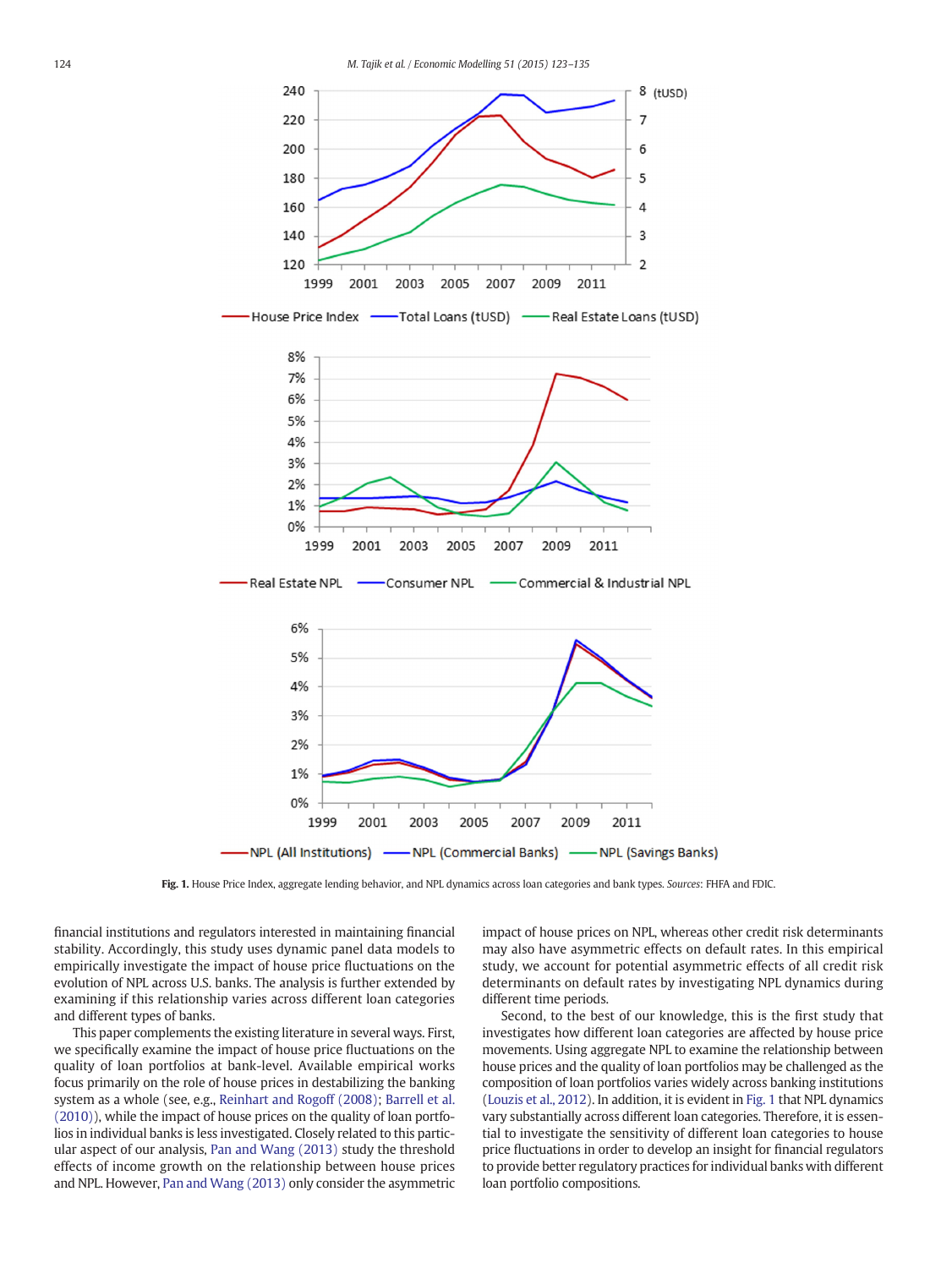Fig. 1. House Price Index, aggregate lending behavior, and NPL dynamics across loan categories and bank types. *Sources*: FHFA and FDIC.

financial institutions and regulators interested in maintaining financial stability. Accordingly, this study uses dynamic panel data models to empirically investigate the impact of house price fluctuations on the evolution of NPL across U.S. banks. The analysis is further extended by examining if this relationship varies across different loan categories and different types of banks.

This paper complements the existing literature in several ways. First, we specifically examine the impact of house price fluctuations on the quality of loan portfolios at bank-level. Available empirical works focus primarily on the role of house prices in destabilizing the banking system as a whole (see, e.g., Reinhart and Rogoff (2008); Barrell et al. (2010)), while the impact of house prices on the quality of loan portfolios in individual banks is less investigated. Closely related to this particular aspect of our analysis, Pan and Wang (2013) study the threshold effects of income growth on the relationship between house prices and NPL. However, Pan and Wang (2013) only consider the asymmetric impact of house prices on NPL, whereas other credit risk determinants may also have asymmetric effects on default rates. In this empirical study, we account for potential asymmetric effects of all credit risk determinants on default rates by investigating NPL dynamics during different time periods.

Second, to the best of our knowledge, this is the first study that investigates how different loan categories are affected by house price movements. Using aggregate NPL to examine the relationship between house prices and the quality of loan portfolios may be challenged as the composition of loan portfolios varies widely across banking institutions (Louzis et al., 2012). In addition, it is evident in Fig. 1 that NPL dynamics vary substantially across different loan categories. Therefore, it is essential to investigate the sensitivity of different loan categories to house price fluctuations in order to develop an insight for financial regulators to provide better regulatory practices for individual banks with different loan portfolio compositions.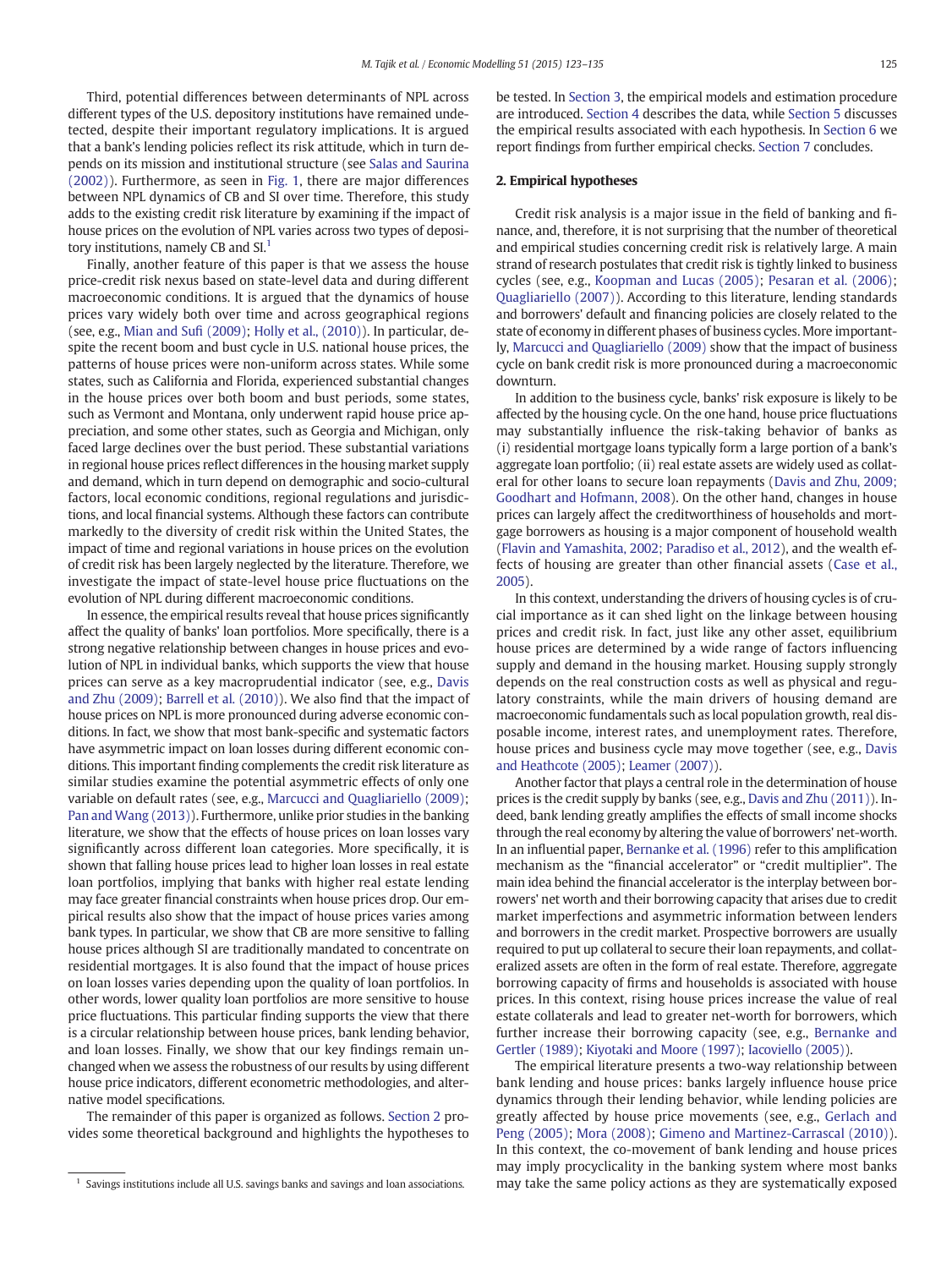Third, potential differences between determinants of NPL across different types of the U.S. depository institutions have remained undetected, despite their important regulatory implications. It is argued that a bank's lending policies reflect its risk attitude, which in turn depends on its mission and institutional structure (see Salas and Saurina (2002)). Furthermore, as seen in Fig. 1, there are major differences between NPL dynamics of CB and SI over time. Therefore, this study adds to the existing credit risk literature by examining if the impact of house prices on the evolution of NPL varies across two types of depository institutions, namely CB and SI.[1]

Finally, another feature of this paper is that we assess the house price-credit risk nexus based on state-level data and during different macroeconomic conditions. It is argued that the dynamics of house prices vary widely both over time and across geographical regions (see, e.g., Mian and Sufi (2009); Holly et al., (2010)). In particular, despite the recent boom and bust cycle in U.S. national house prices, the patterns of house prices were non-uniform across states. While some states, such as California and Florida, experienced substantial changes in the house prices over both boom and bust periods, some states, such as Vermont and Montana, only underwent rapid house price appreciation, and some other states, such as Georgia and Michigan, only faced large declines over the bust period. These substantial variations in regional house prices reflect differences in the housing market supply and demand, which in turn depend on demographic and socio-cultural factors, local economic conditions, regional regulations and jurisdictions, and local financial systems. Although these factors can contribute markedly to the diversity of credit risk within the United States, the impact of time and regional variations in house prices on the evolution of credit risk has been largely neglected by the literature. Therefore, we investigate the impact of state-level house price fluctuations on the evolution of NPL during different macroeconomic conditions.

In essence, the empirical results reveal that house prices significantly affect the quality of banks' loan portfolios. More specifically, there is a strong negative relationship between changes in house prices and evolution of NPL in individual banks, which supports the view that house prices can serve as a key macroprudential indicator (see, e.g., Davis and Zhu (2009); Barrell et al. (2010)). We also find that the impact of house prices on NPL is more pronounced during adverse economic conditions. In fact, we show that most bank-specific and systematic factors have asymmetric impact on loan losses during different economic conditions. This important finding complements the credit risk literature as similar studies examine the potential asymmetric effects of only one variable on default rates (see, e.g., Marcucci and Quagliariello (2009); Pan and Wang (2013)). Furthermore, unlike prior studies in the banking literature, we show that the effects of house prices on loan losses vary significantly across different loan categories. More specifically, it is shown that falling house prices lead to higher loan losses in real estate loan portfolios, implying that banks with higher real estate lending may face greater financial constraints when house prices drop. Our empirical results also show that the impact of house prices varies among bank types. In particular, we show that CB are more sensitive to falling house prices although SI are traditionally mandated to concentrate on residential mortgages. It is also found that the impact of house prices on loan losses varies depending upon the quality of loan portfolios. In other words, lower quality loan portfolios are more sensitive to house price fluctuations. This particular finding supports the view that there is a circular relationship between house prices, bank lending behavior, and loan losses. Finally, we show that our key findings remain unchanged when we assess the robustness of our results by using different house price indicators, different econometric methodologies, and alternative model specifications.

The remainder of this paper is organized as follows. Section 2 provides some theoretical background and highlights the hypotheses to be tested. In Section 3, the empirical models and estimation procedure are introduced. Section 4 describes the data, while Section 5 discusses the empirical results associated with each hypothesis. In Section 6 we report findings from further empirical checks. Section 7 concludes.

## 2. Empirical hypotheses

Credit risk analysis is a major issue in the field of banking and finance, and, therefore, it is not surprising that the number of theoretical and empirical studies concerning credit risk is relatively large. A main strand of research postulates that credit risk is tightly linked to business cycles (see, e.g., Koopman and Lucas (2005); Pesaran et al. (2006); Quagliariello (2007)). According to this literature, lending standards and borrowers' default and financing policies are closely related to the state of economy in different phases of business cycles. More importantly, Marcucci and Quagliariello (2009) show that the impact of business cycle on bank credit risk is more pronounced during a macroeconomic downturn.

In addition to the business cycle, banks' risk exposure is likely to be affected by the housing cycle. On the one hand, house price fluctuations may substantially influence the risk-taking behavior of banks as (i) residential mortgage loans typically form a large portion of a bank's aggregate loan portfolio; (ii) real estate assets are widely used as collateral for other loans to secure loan repayments (Davis and Zhu, 2009; Goodhart and Hofmann, 2008). On the other hand, changes in house prices can largely affect the creditworthiness of households and mortgage borrowers as housing is a major component of household wealth (Flavin and Yamashita, 2002; Paradiso et al., 2012), and the wealth effects of housing are greater than other financial assets (Case et al., 2005).

In this context, understanding the drivers of housing cycles is of crucial importance as it can shed light on the linkage between housing prices and credit risk. In fact, just like any other asset, equilibrium house prices are determined by a wide range of factors influencing supply and demand in the housing market. Housing supply strongly depends on the real construction costs as well as physical and regulatory constraints, while the main drivers of housing demand are macroeconomic fundamentals such as local population growth, real disposable income, interest rates, and unemployment rates. Therefore, house prices and business cycle may move together (see, e.g., Davis and Heathcote (2005); Leamer (2007)).

Another factor that plays a central role in the determination of house prices is the credit supply by banks (see, e.g., Davis and Zhu (2011)). Indeed, bank lending greatly amplifies the effects of small income shocks through the real economy by altering the value of borrowers' net-worth. In an influential paper, Bernanke et al. (1996) refer to this amplification mechanism as the "financial accelerator" or "credit multiplier". The main idea behind the financial accelerator is the interplay between borrowers' net worth and their borrowing capacity that arises due to credit market imperfections and asymmetric information between lenders and borrowers in the credit market. Prospective borrowers are usually required to put up collateral to secure their loan repayments, and collateralized assets are often in the form of real estate. Therefore, aggregate borrowing capacity of firms and households is associated with house prices. In this context, rising house prices increase the value of real estate collaterals and lead to greater net-worth for borrowers, which further increase their borrowing capacity (see, e.g., Bernanke and Gertler (1989); Kiyotaki and Moore (1997); Iacoviello (2005)).

The empirical literature presents a two-way relationship between bank lending and house prices: banks largely influence house price dynamics through their lending behavior, while lending policies are greatly affected by house price movements (see, e.g., Gerlach and Peng (2005); Mora (2008); Gimeno and Martinez-Carrascal (2010)). In this context, the co-movement of bank lending and house prices may imply procyclicality in the banking system where most banks may take the same policy actions as they are systematically exposed

[1] Savings institutions include all U.S. savings banks and savings and loan associations.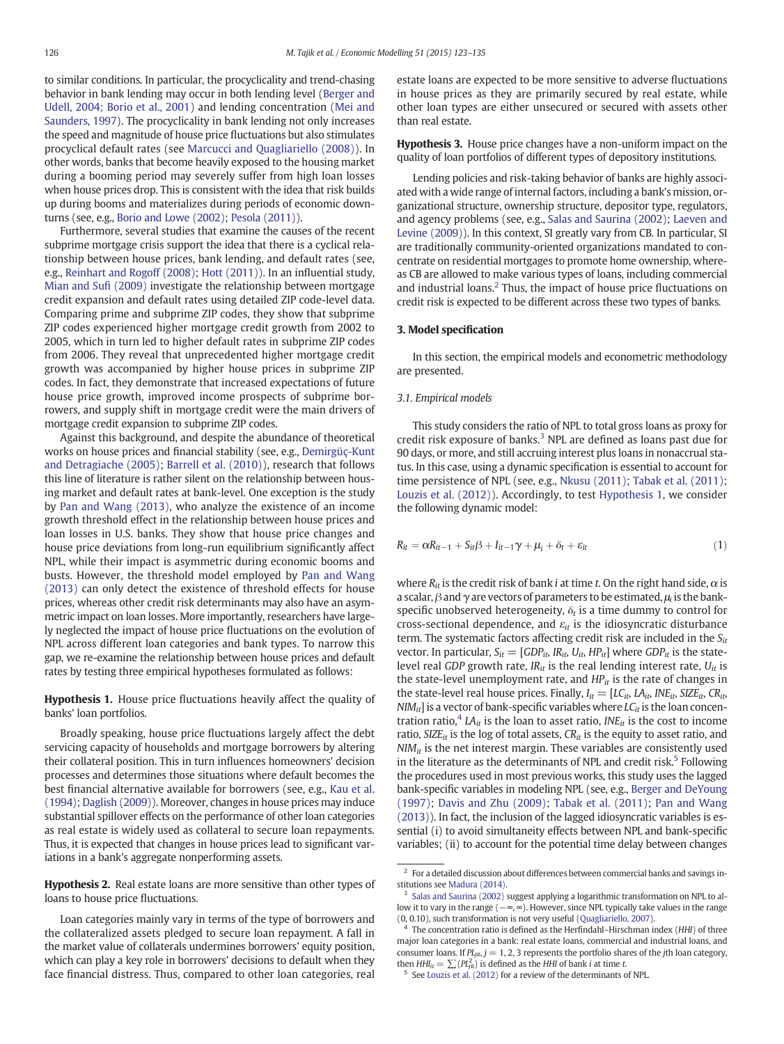to similar conditions. In particular, the procyclicality and trend-chasing behavior in bank lending may occur in both lending level (Berger and Udell, 2004; Borio et al., 2001) and lending concentration (Mei and Saunders, 1997). The procyclicality in bank lending not only increases the speed and magnitude of house price fluctuations but also stimulates procyclical default rates (see Marcucci and Quagliariello (2008)). In other words, banks that become heavily exposed to the housing market during a booming period may severely suffer from high loan losses when house prices drop. This is consistent with the idea that risk builds up during booms and materializes during periods of economic downturns (see, e.g., Borio and Lowe (2002); Pesola (2011)).

Furthermore, several studies that examine the causes of the recent subprime mortgage crisis support the idea that there is a cyclical relationship between house prices, bank lending, and default rates (see, e.g., Reinhart and Rogoff (2008); Hott (2011)). In an influential study, Mian and Sufi (2009) investigate the relationship between mortgage credit expansion and default rates using detailed ZIP code-level data. Comparing prime and subprime ZIP codes, they show that subprime ZIP codes experienced higher mortgage credit growth from 2002 to 2005, which in turn led to higher default rates in subprime ZIP codes from 2006. They reveal that unprecedented higher mortgage credit growth was accompanied by higher house prices in subprime ZIP codes. In fact, they demonstrate that increased expectations of future house price growth, improved income prospects of subprime borrowers, and supply shift in mortgage credit were the main drivers of mortgage credit expansion to subprime ZIP codes.

Against this background, and despite the abundance of theoretical works on house prices and financial stability (see, e.g., Demirgüç-Kunt and Detragiache (2005); Barrell et al. (2010)), research that follows this line of literature is rather silent on the relationship between housing market and default rates at bank-level. One exception is the study by Pan and Wang (2013), who analyze the existence of an income growth threshold effect in the relationship between house prices and loan losses in U.S. banks. They show that house price changes and house price deviations from long-run equilibrium significantly affect NPL, while their impact is asymmetric during economic booms and busts. However, the threshold model employed by Pan and Wang (2013) can only detect the existence of threshold effects for house prices, whereas other credit risk determinants may also have an asymmetric impact on loan losses. More importantly, researchers have largely neglected the impact of house price fluctuations on the evolution of NPL across different loan categories and bank types. To narrow this gap, we re-examine the relationship between house prices and default rates by testing three empirical hypotheses formulated as follows:

**Hypothesis 1.** House price fluctuations heavily affect the quality of banks' loan portfolios.

Broadly speaking, house price fluctuations largely affect the debt servicing capacity of households and mortgage borrowers by altering their collateral position. This in turn influences homeowners' decision processes and determines those situations where default becomes the best financial alternative available for borrowers (see, e.g., Kau et al. (1994); Daglish (2009)). Moreover, changes in house prices may induce substantial spillover effects on the performance of other loan categories as real estate is widely used as collateral to secure loan repayments. Thus, it is expected that changes in house prices lead to significant variations in a bank's aggregate nonperforming assets.

**Hypothesis 2.** Real estate loans are more sensitive than other types of loans to house price fluctuations.

Loan categories mainly vary in terms of the type of borrowers and the collateralized assets pledged to secure loan repayment. A fall in the market value of collaterals undermines borrowers' equity position, which can play a key role in borrowers' decisions to default when they face financial distress. Thus, compared to other loan categories, real estate loans are expected to be more sensitive to adverse fluctuations in house prices as they are primarily secured by real estate, while other loan types are either unsecured or secured with assets other than real estate.

**Hypothesis 3.** House price changes have a non-uniform impact on the quality of loan portfolios of different types of depository institutions.

Lending policies and risk-taking behavior of banks are highly associated with a wide range of internal factors, including a bank's mission, organizational structure, ownership structure, depositor type, regulators, and agency problems (see, e.g., Salas and Saurina (2002); Laeven and Levine (2009)). In this context, SI greatly vary from CB. In particular, SI are traditionally community-oriented organizations mandated to concentrate on residential mortgages to promote home ownership, whereas CB are allowed to make various types of loans, including commercial and industrial loans.[2] Thus, the impact of house price fluctuations on credit risk is expected to be different across these two types of banks.

## 3. Model specification

In this section, the empirical models and econometric methodology are presented.

### 3.1. Empirical models

This study considers the ratio of NPL to total gross loans as proxy for credit risk exposure of banks.[3] NPL are defined as loans past due for 90 days, or more, and still accruing interest plus loans in nonaccrual status. In this case, using a dynamic specification is essential to account for time persistence of NPL (see, e.g., Nkusu (2011); Tabak et al. (2011); Louzis et al. (2012)). Accordingly, to test Hypothesis 1, we consider the following dynamic model:

$$R_{it} = \alpha R_{it-1} + S_{it}\beta + I_{it-1}\gamma + \mu_i + \delta_t + \varepsilon_{it} \tag{1}$$

where $R_{it}$ is the credit risk of bank $i$ at time $t$. On the right hand side, $\alpha$ is a scalar, $\beta$ and $\gamma$ are vectors of parameters to be estimated, $\mu_i$ is the bank-specific unobserved heterogeneity, $\delta_t$ is a time dummy to control for cross-sectional dependence, and $\varepsilon_{it}$ is the idiosyncratic disturbance term. The systematic factors affecting credit risk are included in the $S_{it}$ vector. In particular, $S_{it} = [GDP_{it}, IR_{it}, U_{it}, HP_{it}]$ where $GDP_{it}$ is the state-level real *GDP* growth rate, $IR_{it}$ is the real lending interest rate, $U_{it}$ is the state-level unemployment rate, and $HP_{it}$ is the rate of changes in the state-level real house prices. Finally, $I_{it} = [LC_{it}, LA_{it}, INE_{it}, SIZE_{it}, CR_{it}, NIM_{it}]$ is a vector of bank-specific variables where $LC_{it}$ is the loan concentration ratio,[4] $LA_{it}$ is the loan to asset ratio, $INE_{it}$ is the cost to income ratio, $SIZE_{it}$ is the log of total assets, $CR_{it}$ is the equity to asset ratio, and $NIM_{it}$ is the net interest margin. These variables are consistently used in the literature as the determinants of NPL and credit risk.[5] Following the procedures used in most previous works, this study uses the lagged bank-specific variables in modeling NPL (see, e.g., Berger and DeYoung (1997); Davis and Zhu (2009); Tabak et al. (2011); Pan and Wang (2013)). In fact, the inclusion of the lagged idiosyncratic variables is essential (i) to avoid simultaneity effects between NPL and bank-specific variables; (ii) to account for the potential time delay between changes

[2] For a detailed discussion about differences between commercial banks and savings institutions see Madura (2014).

[3] Salas and Saurina (2002) suggest applying a logarithmic transformation on NPL to allow it to vary in the range $(-\infty, \infty)$. However, since NPL typically take values in the range (0, 0.10), such transformation is not very useful (Quagliariello, 2007).

[4] The concentration ratio is defined as the Herfindahl–Hirschman index (*HHI*) of three major loan categories in a bank: real estate loans, commercial and industrial loans, and consumer loans. If $PL_{jit}$, $j = 1, 2, 3$ represents the portfolio shares of the $j$th loan category, then $HHI_{it} = \sum (PL_{jit}^2)$ is defined as the *HHI* of bank $i$ at time $t$.

[5] See Louzis et al. (2012) for a review of the determinants of NPL.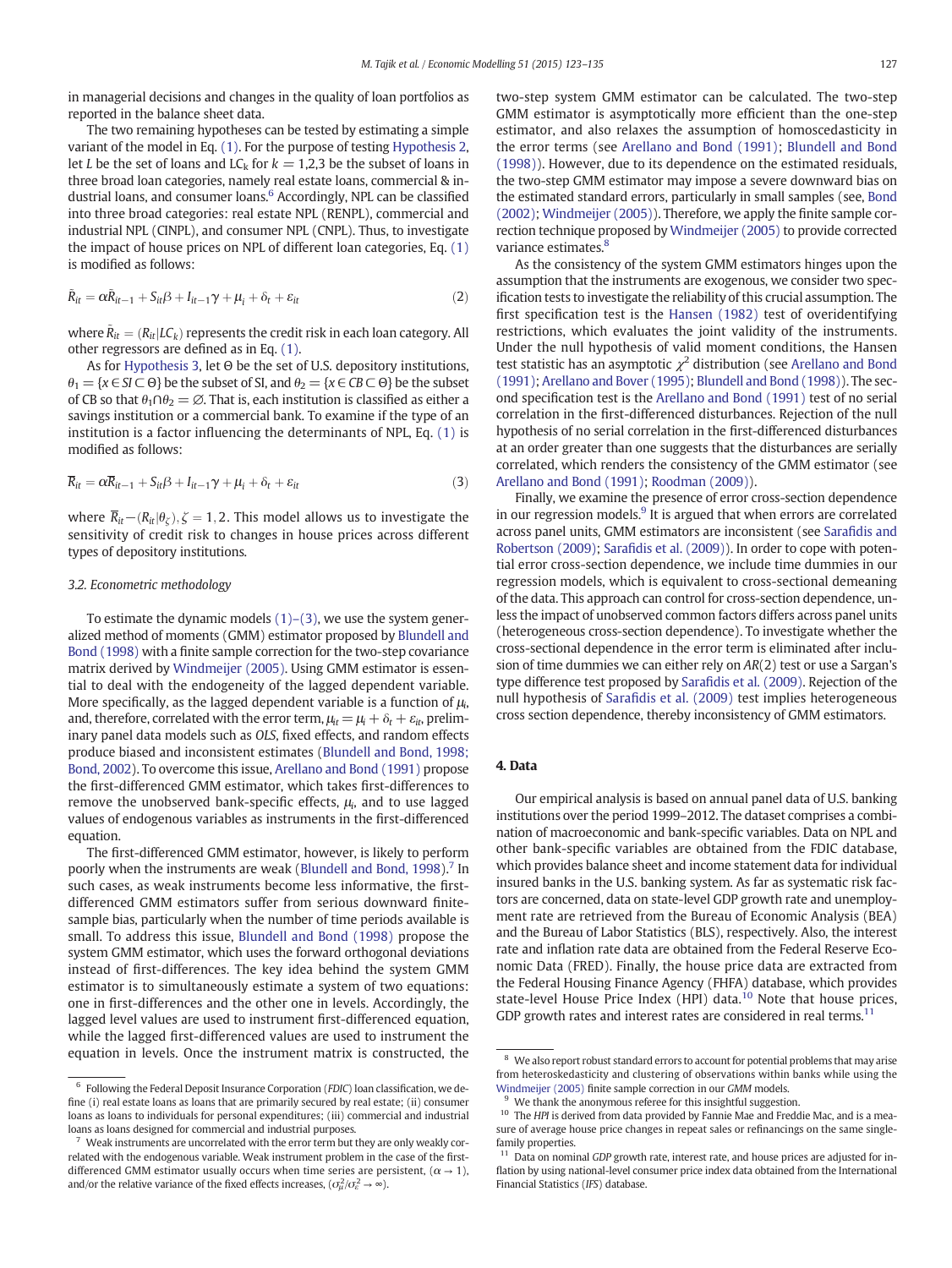in managerial decisions and changes in the quality of loan portfolios as reported in the balance sheet data.

The two remaining hypotheses can be tested by estimating a simple variant of the model in Eq. (1). For the purpose of testing Hypothesis 2, let $L$ be the set of loans and $LC_k$ for $k = 1,2,3$ be the subset of loans in three broad loan categories, namely real estate loans, commercial & industrial loans, and consumer loans.[6] Accordingly, NPL can be classified into three broad categories: real estate NPL (RENPL), commercial and industrial NPL (CINPL), and consumer NPL (CNPL). Thus, to investigate the impact of house prices on NPL of different loan categories, Eq. (1) is modified as follows:

$$\tilde{R}_{it} = \alpha \tilde{R}_{it-1} + S_{it}\beta + I_{it-1}\gamma + \mu_i + \delta_t + \varepsilon_{it} \tag{2}$$

where $\tilde{R}_{it} = (R_{it}|LC_k)$ represents the credit risk in each loan category. All other regressors are defined as in Eq. (1).

As for Hypothesis 3, let $\Theta$ be the set of U.S. depository institutions, $\theta_1 = \{x \in SI \subset \Theta\}$ be the subset of SI, and $\theta_2 = \{x \in CB \subset \Theta\}$ be the subset of CB so that $\theta_1 \cap \theta_2 = \varnothing$. That is, each institution is classified as either a savings institution or a commercial bank. To examine if the type of an institution is a factor influencing the determinants of NPL, Eq. (1) is modified as follows:

$$\overline{R}_{it} = \alpha \overline{R}_{it-1} + S_{it}\beta + I_{it-1}\gamma + \mu_i + \delta_t + \varepsilon_{it} \tag{3}$$

where $\overline{R}_{it} - (R_{it}|\theta_\zeta), \zeta = 1, 2$. This model allows us to investigate the sensitivity of credit risk to changes in house prices across different types of depository institutions.

### 3.2. Econometric methodology

To estimate the dynamic models (1)–(3), we use the system generalized method of moments (GMM) estimator proposed by Blundell and Bond (1998) with a finite sample correction for the two-step covariance matrix derived by Windmeijer (2005). Using GMM estimator is essential to deal with the endogeneity of the lagged dependent variable. More specifically, as the lagged dependent variable is a function of $\mu_i$, and, therefore, correlated with the error term, $\mu_{it} = \mu_i + \delta_t + \varepsilon_{it}$, preliminary panel data models such as *OLS*, fixed effects, and random effects produce biased and inconsistent estimates (Blundell and Bond, 1998; Bond, 2002). To overcome this issue, Arellano and Bond (1991) propose the first-differenced GMM estimator, which takes first-differences to remove the unobserved bank-specific effects, $\mu_i$, and to use lagged values of endogenous variables as instruments in the first-differenced equation.

The first-differenced GMM estimator, however, is likely to perform poorly when the instruments are weak (Blundell and Bond, 1998).[7] In such cases, as weak instruments become less informative, the first-differenced GMM estimators suffer from serious downward finite-sample bias, particularly when the number of time periods available is small. To address this issue, Blundell and Bond (1998) propose the system GMM estimator, which uses the forward orthogonal deviations instead of first-differences. The key idea behind the system GMM estimator is to simultaneously estimate a system of two equations: one in first-differences and the other one in levels. Accordingly, the lagged level values are used to instrument first-differenced equation, while the lagged first-differenced values are used to instrument the equation in levels. Once the instrument matrix is constructed, the two-step system GMM estimator can be calculated. The two-step GMM estimator is asymptotically more efficient than the one-step estimator, and also relaxes the assumption of homoscedasticity in the error terms (see Arellano and Bond (1991); Blundell and Bond (1998)). However, due to its dependence on the estimated residuals, the two-step GMM estimator may impose a severe downward bias on the estimated standard errors, particularly in small samples (see, Bond (2002); Windmeijer (2005)). Therefore, we apply the finite sample correction technique proposed by Windmeijer (2005) to provide corrected variance estimates.[8]

As the consistency of the system GMM estimators hinges upon the assumption that the instruments are exogenous, we consider two specification tests to investigate the reliability of this crucial assumption. The first specification test is the Hansen (1982) test of overidentifying restrictions, which evaluates the joint validity of the instruments. Under the null hypothesis of valid moment conditions, the Hansen test statistic has an asymptotic $\chi^2$ distribution (see Arellano and Bond (1991); Arellano and Bover (1995); Blundell and Bond (1998)). The second specification test is the Arellano and Bond (1991) test of no serial correlation in the first-differenced disturbances. Rejection of the null hypothesis of no serial correlation in the first-differenced disturbances at an order greater than one suggests that the disturbances are serially correlated, which renders the consistency of the GMM estimator (see Arellano and Bond (1991); Roodman (2009)).

Finally, we examine the presence of error cross-section dependence in our regression models.[9] It is argued that when errors are correlated across panel units, GMM estimators are inconsistent (see Sarafidis and Robertson (2009); Sarafidis et al. (2009)). In order to cope with potential error cross-section dependence, we include time dummies in our regression models, which is equivalent to cross-sectional demeaning of the data. This approach can control for cross-section dependence, unless the impact of unobserved common factors differs across panel units (heterogeneous cross-section dependence). To investigate whether the cross-sectional dependence in the error term is eliminated after inclusion of time dummies we can either rely on $AR(2)$ test or use a Sargan's type difference test proposed by Sarafidis et al. (2009). Rejection of the null hypothesis of Sarafidis et al. (2009) test implies heterogeneous cross section dependence, thereby inconsistency of GMM estimators.

## 4. Data

Our empirical analysis is based on annual panel data of U.S. banking institutions over the period 1999–2012. The dataset comprises a combination of macroeconomic and bank-specific variables. Data on NPL and other bank-specific variables are obtained from the FDIC database, which provides balance sheet and income statement data for individual insured banks in the U.S. banking system. As far as systematic risk factors are concerned, data on state-level GDP growth rate and unemployment rate are retrieved from the Bureau of Economic Analysis (BEA) and the Bureau of Labor Statistics (BLS), respectively. Also, the interest rate and inflation rate data are obtained from the Federal Reserve Economic Data (FRED). Finally, the house price data are extracted from the Federal Housing Finance Agency (FHFA) database, which provides state-level House Price Index (HPI) data.[10] Note that house prices, GDP growth rates and interest rates are considered in real terms.[11]

---

[6] Following the Federal Deposit Insurance Corporation (*FDIC*) loan classification, we define (i) real estate loans as loans that are primarily secured by real estate; (ii) consumer loans as loans to individuals for personal expenditures; (iii) commercial and industrial loans as loans designed for commercial and industrial purposes.

[7] Weak instruments are uncorrelated with the error term but they are only weakly correlated with the endogenous variable. Weak instrument problem in the case of the first-differenced GMM estimator usually occurs when time series are persistent, $(\alpha \to 1)$, and/or the relative variance of the fixed effects increases, $(\sigma_\mu^2/\sigma_\varepsilon^2 \to \infty)$.

[8] We also report robust standard errors to account for potential problems that may arise from heteroskedasticity and clustering of observations within banks while using the Windmeijer (2005) finite sample correction in our *GMM* models.

[9] We thank the anonymous referee for this insightful suggestion.

[10] The *HPI* is derived from data provided by Fannie Mae and Freddie Mac, and is a measure of average house price changes in repeat sales or refinancings on the same single-family properties.

[11] Data on nominal *GDP* growth rate, interest rate, and house prices are adjusted for inflation by using national-level consumer price index data obtained from the International Financial Statistics (*IFS*) database.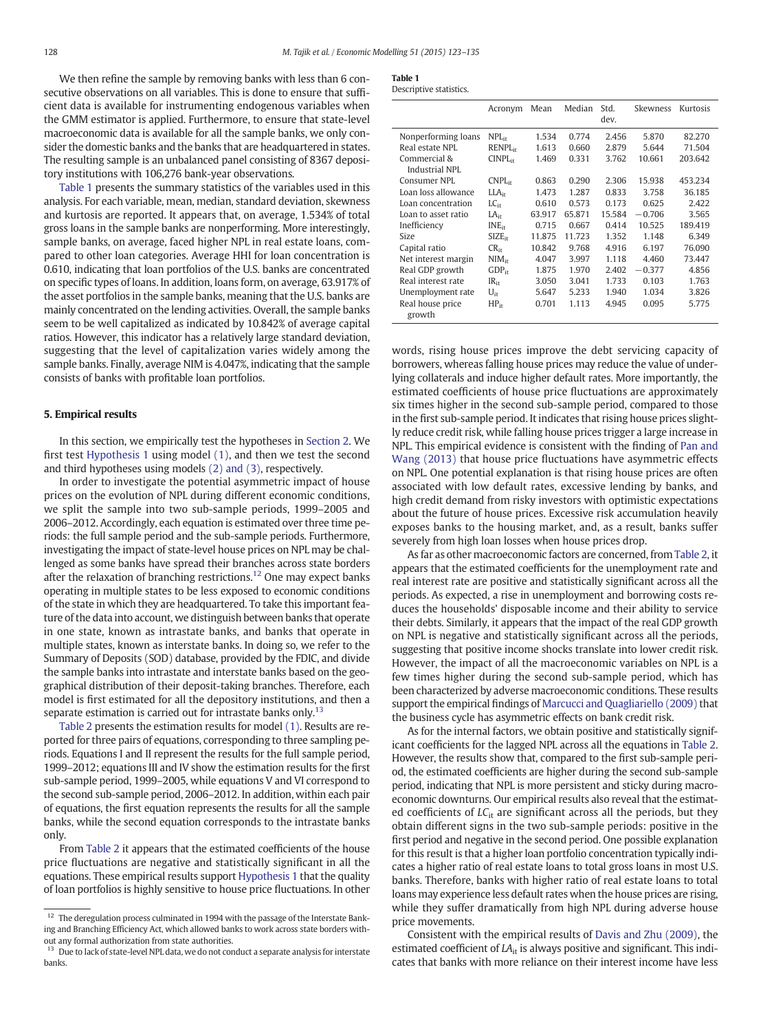We then refine the sample by removing banks with less than 6 consecutive observations on all variables. This is done to ensure that sufficient data is available for instrumenting endogenous variables when the GMM estimator is applied. Furthermore, to ensure that state-level macroeconomic data is available for all the sample banks, we only consider the domestic banks and the banks that are headquartered in states. The resulting sample is an unbalanced panel consisting of 8367 depository institutions with 106,276 bank-year observations.

Table 1 presents the summary statistics of the variables used in this analysis. For each variable, mean, median, standard deviation, skewness and kurtosis are reported. It appears that, on average, 1.534% of total gross loans in the sample banks are nonperforming. More interestingly, sample banks, on average, faced higher NPL in real estate loans, compared to other loan categories. Average HHI for loan concentration is 0.610, indicating that loan portfolios of the U.S. banks are concentrated on specific types of loans. In addition, loans form, on average, 63.917% of the asset portfolios in the sample banks, meaning that the U.S. banks are mainly concentrated on the lending activities. Overall, the sample banks seem to be well capitalized as indicated by 10.842% of average capital ratios. However, this indicator has a relatively large standard deviation, suggesting that the level of capitalization varies widely among the sample banks. Finally, average NIM is 4.047%, indicating that the sample consists of banks with profitable loan portfolios.

**Table 1**
Descriptive statistics.

| | Acronym | Mean | Median | Std. dev. | Skewness | Kurtosis |
|---|---|---|---|---|---|---|
| Nonperforming loans | $NPL_{it}$ | 1.534 | 0.774 | 2.456 | 5.870 | 82.270 |
| Real estate NPL | $RENPL_{it}$ | 1.613 | 0.660 | 2.879 | 5.644 | 71.504 |
| Commercial & Industrial NPL | $CINPL_{it}$ | 1.469 | 0.331 | 3.762 | 10.661 | 203.642 |
| Consumer NPL | $CNPL_{it}$ | 0.863 | 0.290 | 2.306 | 15.938 | 453.234 |
| Loan loss allowance | $LLA_{it}$ | 1.473 | 1.287 | 0.833 | 3.758 | 36.185 |
| Loan concentration | $LC_{it}$ | 0.610 | 0.573 | 0.173 | 0.625 | 2.422 |
| Loan to asset ratio | $LA_{it}$ | 63.917 | 65.871 | 15.584 | −0.706 | 3.565 |
| Inefficiency | $INE_{it}$ | 0.715 | 0.667 | 0.414 | 10.525 | 189.419 |
| Size | $SIZE_{it}$ | 11.875 | 11.723 | 1.352 | 1.148 | 6.349 |
| Capital ratio | $CR_{it}$ | 10.842 | 9.768 | 4.916 | 6.197 | 76.090 |
| Net interest margin | $NIM_{it}$ | 4.047 | 3.997 | 1.118 | 4.460 | 73.447 |
| Real GDP growth | $GDP_{it}$ | 1.875 | 1.970 | 2.402 | −0.377 | 4.856 |
| Real interest rate | $IR_{it}$ | 3.050 | 3.041 | 1.733 | 0.103 | 1.763 |
| Unemployment rate | $U_{it}$ | 5.647 | 5.233 | 1.940 | 1.034 | 3.826 |
| Real house price growth | $HP_{it}$ | 0.701 | 1.113 | 4.945 | 0.095 | 5.775 |

## 5. Empirical results

In this section, we empirically test the hypotheses in Section 2. We first test Hypothesis 1 using model (1), and then we test the second and third hypotheses using models (2) and (3), respectively.

In order to investigate the potential asymmetric impact of house prices on the evolution of NPL during different economic conditions, we split the sample into two sub-sample periods, 1999–2005 and 2006–2012. Accordingly, each equation is estimated over three time periods: the full sample period and the sub-sample periods. Furthermore, investigating the impact of state-level house prices on NPL may be challenged as some banks have spread their branches across state borders after the relaxation of branching restrictions.[12] One may expect banks operating in multiple states to be less exposed to economic conditions of the state in which they are headquartered. To take this important feature of the data into account, we distinguish between banks that operate in one state, known as intrastate banks, and banks that operate in multiple states, known as interstate banks. In doing so, we refer to the Summary of Deposits (SOD) database, provided by the FDIC, and divide the sample banks into intrastate and interstate banks based on the geographical distribution of their deposit-taking branches. Therefore, each model is first estimated for all the depository institutions, and then a separate estimation is carried out for intrastate banks only.[13]

Table 2 presents the estimation results for model (1). Results are reported for three pairs of equations, corresponding to three sampling periods. Equations I and II represent the results for the full sample period, 1999–2012; equations III and IV show the estimation results for the first sub-sample period, 1999–2005, while equations V and VI correspond to the second sub-sample period, 2006–2012. In addition, within each pair of equations, the first equation represents the results for all the sample banks, while the second equation corresponds to the intrastate banks only.

From Table 2 it appears that the estimated coefficients of the house price fluctuations are negative and statistically significant in all the equations. These empirical results support Hypothesis 1 that the quality of loan portfolios is highly sensitive to house price fluctuations. In other words, rising house prices improve the debt servicing capacity of borrowers, whereas falling house prices may reduce the value of underlying collaterals and induce higher default rates. More importantly, the estimated coefficients of house price fluctuations are approximately six times higher in the second sub-sample period, compared to those in the first sub-sample period. It indicates that rising house prices slightly reduce credit risk, while falling house prices trigger a large increase in NPL. This empirical evidence is consistent with the finding of Pan and Wang (2013) that house price fluctuations have asymmetric effects on NPL. One potential explanation is that rising house prices are often associated with low default rates, excessive lending by banks, and high credit demand from risky investors with optimistic expectations about the future of house prices. Excessive risk accumulation heavily exposes banks to the housing market, and, as a result, banks suffer severely from high loan losses when house prices drop.

As far as other macroeconomic factors are concerned, from Table 2, it appears that the estimated coefficients for the unemployment rate and real interest rate are positive and statistically significant across all the periods. As expected, a rise in unemployment and borrowing costs reduces the households' disposable income and their ability to service their debts. Similarly, it appears that the impact of the real GDP growth on NPL is negative and statistically significant across all the periods, suggesting that positive income shocks translate into lower credit risk. However, the impact of all the macroeconomic variables on NPL is a few times higher during the second sub-sample period, which has been characterized by adverse macroeconomic conditions. These results support the empirical findings of Marcucci and Quagliariello (2009) that the business cycle has asymmetric effects on bank credit risk.

As for the internal factors, we obtain positive and statistically significant coefficients for the lagged NPL across all the equations in Table 2. However, the results show that, compared to the first sub-sample period, the estimated coefficients are higher during the second sub-sample period, indicating that NPL is more persistent and sticky during macroeconomic downturns. Our empirical results also reveal that the estimated coefficients of $LC_{it}$ are significant across all the periods, but they obtain different signs in the two sub-sample periods: positive in the first period and negative in the second period. One possible explanation for this result is that a higher loan portfolio concentration typically indicates a higher ratio of real estate loans to total gross loans in most U.S. banks. Therefore, banks with higher ratio of real estate loans to total loans may experience less default rates when the house prices are rising, while they suffer dramatically from high NPL during adverse house price movements.

Consistent with the empirical results of Davis and Zhu (2009), the estimated coefficient of $LA_{it}$ is always positive and significant. This indicates that banks with more reliance on their interest income have less

[12] The deregulation process culminated in 1994 with the passage of the Interstate Banking and Branching Efficiency Act, which allowed banks to work across state borders without any formal authorization from state authorities.

[13] Due to lack of state-level NPL data, we do not conduct a separate analysis for interstate banks.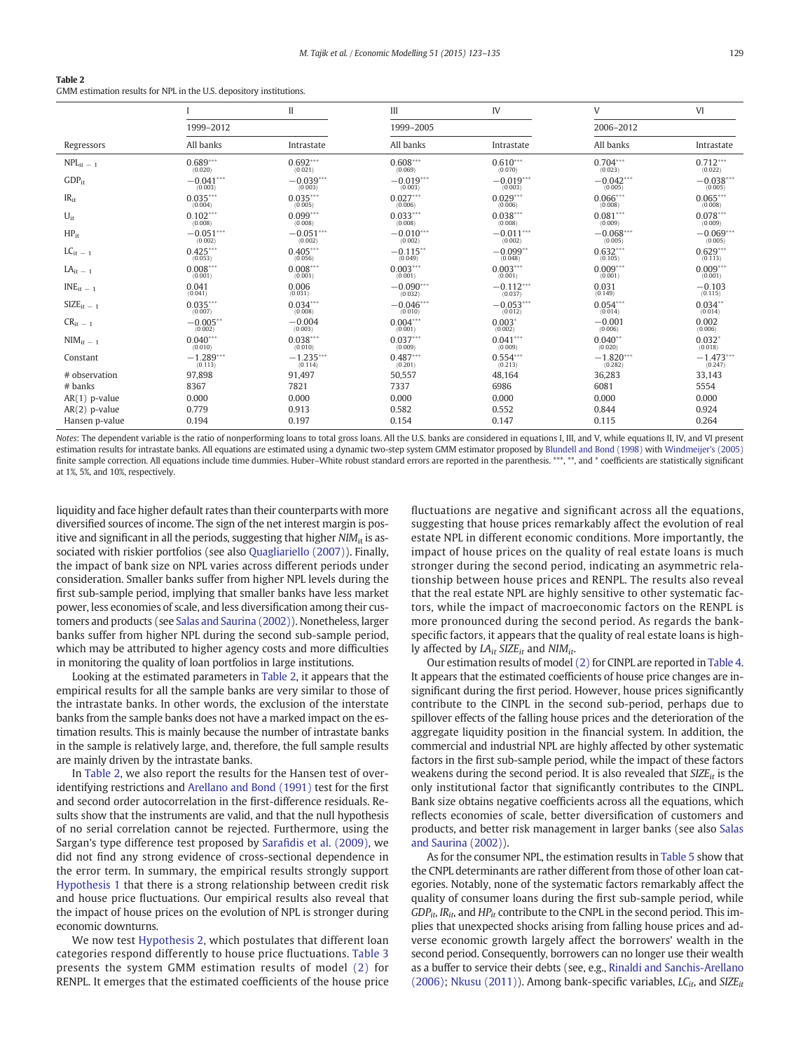**Table 2**
GMM estimation results for NPL in the U.S. depository institutions.

| | I | II | III | IV | V | VI |
|---|---|---|---|---|---|---|
| | 1999–2012 | | 1999–2005 | | 2006–2012 | |
| Regressors | All banks | Intrastate | All banks | Intrastate | All banks | Intrastate |
| $NPL_{it-1}$ | 0.689*** (0.020) | 0.692*** (0.021) | 0.608*** (0.069) | 0.610*** (0.070) | 0.704*** (0.023) | 0.712*** (0.022) |
| $GDP_{it}$ | −0.041*** (0.003) | −0.039*** (0.003) | −0.019*** (0.003) | −0.019*** (0.003) | −0.042*** (0.005) | −0.038*** (0.005) |
| $IR_{it}$ | 0.035*** (0.004) | 0.035*** (0.005) | 0.027*** (0.006) | 0.029*** (0.006) | 0.066*** (0.008) | 0.065*** (0.008) |
| $U_{it}$ | 0.102*** (0.008) | 0.099*** (0.008) | 0.033*** (0.008) | 0.038*** (0.008) | 0.081*** (0.009) | 0.078*** (0.009) |
| $HP_{it}$ | −0.051*** (0.002) | −0.051*** (0.002) | −0.010*** (0.002) | −0.011*** (0.002) | −0.068*** (0.005) | −0.069*** (0.005) |
| $LC_{it-1}$ | 0.425*** (0.053) | 0.405*** (0.056) | −0.115** (0.049) | −0.099** (0.048) | 0.632*** (0.105) | 0.629*** (0.113) |
| $LA_{it-1}$ | 0.008*** (0.001) | 0.008*** (0.001) | 0.003*** (0.001) | 0.003*** (0.001) | 0.009*** (0.001) | 0.009*** (0.001) |
| $INE_{it-1}$ | 0.041 (0.041) | 0.006 (0.031) | −0.090*** (0.032) | −0.112*** (0.037) | 0.031 (0.149) | −0.103 (0.115) |
| $SIZE_{it-1}$ | 0.035*** (0.007) | 0.034*** (0.008) | −0.046*** (0.010) | −0.053*** (0.012) | 0.054*** (0.014) | 0.034** (0.014) |
| $CR_{it-1}$ | −0.005** (0.002) | −0.004 (0.003) | 0.004*** (0.001) | 0.003* (0.002) | −0.001 (0.006) | 0.002 (0.006) |
| $NIM_{it-1}$ | 0.040*** (0.010) | 0.038*** (0.010) | 0.037*** (0.009) | 0.041*** (0.009) | 0.040** (0.020) | 0.032* (0.018) |
| Constant | −1.289*** (0.113) | −1.235*** (0.114) | 0.487*** (0.201) | 0.554*** (0.213) | −1.820*** (0.282) | −1.473*** (0.247) |
| # observation | 97,898 | 91,497 | 50,557 | 48,164 | 36,283 | 33,143 |
| # banks | 8367 | 7821 | 7337 | 6986 | 6081 | 5554 |
| AR(1) p-value | 0.000 | 0.000 | 0.000 | 0.000 | 0.000 | 0.000 |
| AR(2) p-value | 0.779 | 0.913 | 0.582 | 0.552 | 0.844 | 0.924 |
| Hansen p-value | 0.194 | 0.197 | 0.154 | 0.147 | 0.115 | 0.264 |

Notes: The dependent variable is the ratio of nonperforming loans to total gross loans. All the U.S. banks are considered in equations I, III, and V, while equations II, IV, and VI present estimation results for intrastate banks. All equations are estimated using a dynamic two-step system GMM estimator proposed by Blundell and Bond (1998) with Windmeijer's (2005) finite sample correction. All equations include time dummies. Huber–White robust standard errors are reported in the parenthesis. ***, **, and * coefficients are statistically significant at 1%, 5%, and 10%, respectively.

liquidity and face higher default rates than their counterparts with more diversified sources of income. The sign of the net interest margin is positive and significant in all the periods, suggesting that higher $NIM_{it}$ is associated with riskier portfolios (see also Quagliariello (2007)). Finally, the impact of bank size on NPL varies across different periods under consideration. Smaller banks suffer from higher NPL levels during the first sub-sample period, implying that smaller banks have less market power, less economies of scale, and less diversification among their customers and products (see Salas and Saurina (2002)). Nonetheless, larger banks suffer from higher NPL during the second sub-sample period, which may be attributed to higher agency costs and more difficulties in monitoring the quality of loan portfolios in large institutions.

Looking at the estimated parameters in Table 2, it appears that the empirical results for all the sample banks are very similar to those of the intrastate banks. In other words, the exclusion of the interstate banks from the sample banks does not have a marked impact on the estimation results. This is mainly because the number of intrastate banks in the sample is relatively large, and, therefore, the full sample results are mainly driven by the intrastate banks.

In Table 2, we also report the results for the Hansen test of overidentifying restrictions and Arellano and Bond (1991) test for the first and second order autocorrelation in the first-difference residuals. Results show that the instruments are valid, and that the null hypothesis of no serial correlation cannot be rejected. Furthermore, using the Sargan's type difference test proposed by Sarafidis et al. (2009), we did not find any strong evidence of cross-sectional dependence in the error term. In summary, the empirical results strongly support Hypothesis 1 that there is a strong relationship between credit risk and house price fluctuations. Our empirical results also reveal that the impact of house prices on the evolution of NPL is stronger during economic downturns.

We now test Hypothesis 2, which postulates that different loan categories respond differently to house price fluctuations. Table 3 presents the system GMM estimation results of model (2) for RENPL. It emerges that the estimated coefficients of the house price fluctuations are negative and significant across all the equations, suggesting that house prices remarkably affect the evolution of real estate NPL in different economic conditions. More importantly, the impact of house prices on the quality of real estate loans is much stronger during the second period, indicating an asymmetric relationship between house prices and RENPL. The results also reveal that the real estate NPL are highly sensitive to other systematic factors, while the impact of macroeconomic factors on the RENPL is more pronounced during the second period. As regards the bank-specific factors, it appears that the quality of real estate loans is highly affected by $LA_{it}$ $SIZE_{it}$ and $NIM_{it}$.

Our estimation results of model (2) for CINPL are reported in Table 4. It appears that the estimated coefficients of house price changes are insignificant during the first period. However, house prices significantly contribute to the CINPL in the second sub-period, perhaps due to spillover effects of the falling house prices and the deterioration of the aggregate liquidity position in the financial system. In addition, the commercial and industrial NPL are highly affected by other systematic factors in the first sub-sample period, while the impact of these factors weakens during the second period. It is also revealed that $SIZE_{it}$ is the only institutional factor that significantly contributes to the CINPL. Bank size obtains negative coefficients across all the equations, which reflects economies of scale, better diversification of customers and products, and better risk management in larger banks (see also Salas and Saurina (2002)).

As for the consumer NPL, the estimation results in Table 5 show that the CNPL determinants are rather different from those of other loan categories. Notably, none of the systematic factors remarkably affect the quality of consumer loans during the first sub-sample period, while $GDP_{it}$, $IR_{it}$, and $HP_{it}$ contribute to the CNPL in the second period. This implies that unexpected shocks arising from falling house prices and adverse economic growth largely affect the borrowers' wealth in the second period. Consequently, borrowers can no longer use their wealth as a buffer to service their debts (see, e.g., Rinaldi and Sanchis-Arellano (2006); Nkusu (2011)). Among bank-specific variables, $LC_{it}$, and $SIZE_{it}$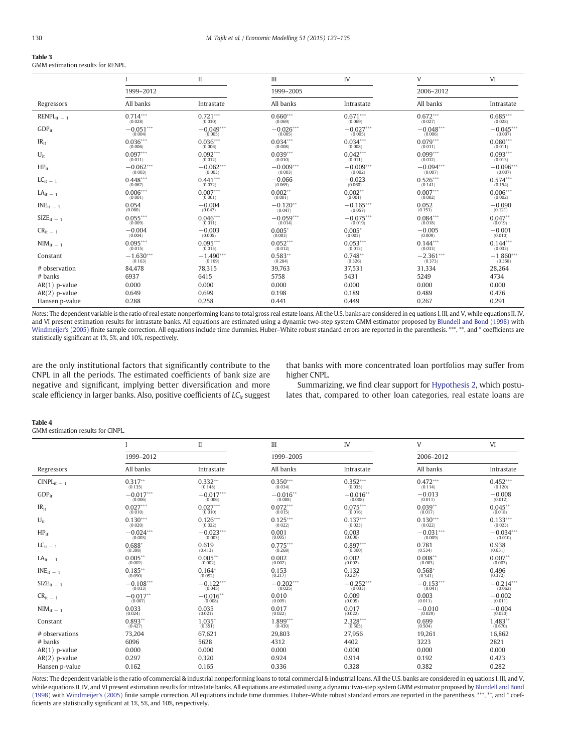**Table 3**
GMM estimation results for RENPL.

| | I | II | III | IV | V | VI |
|---|---|---|---|---|---|---|
| | 1999–2012 | | 1999–2005 | | 2006–2012 | |
| Regressors | All banks | Intrastate | All banks | Intrastate | All banks | Intrastate |
| $RENPL_{it-1}$ | 0.714*** (0.028) | 0.721*** (0.030) | 0.660*** (0.069) | 0.671*** (0.069) | 0.672*** (0.027) | 0.685*** (0.028) |
| $GDP_{it}$ | −0.051*** (0.004) | −0.049*** (0.005) | −0.026*** (0.005) | −0.027*** (0.005) | −0.048*** (0.006) | −0.045*** (0.007) |
| $IR_{it}$ | 0.036*** (0.006) | 0.036*** (0.006) | 0.034*** (0.008) | 0.034*** (0.008) | 0.079*** (0.011) | 0.080*** (0.011) |
| $U_{it}$ | 0.097*** (0.011) | 0.092*** (0.012) | 0.039*** (0.010) | 0.042*** (0.011) | 0.099*** (0.012) | 0.093*** (0.013) |
| $HP_{it}$ | −0.062*** (0.003) | −0.062*** (0.003) | −0.009*** (0.003) | −0.009*** (0.002) | −0.094*** (0.007) | −0.096*** (0.007) |
| $LC_{it-1}$ | 0.448*** (0.067) | 0.441*** (0.072) | −0.066 (0.065) | −0.023 (0.060) | 0.526*** (0.141) | 0.574*** (0.154) |
| $LA_{it-1}$ | 0.006*** (0.001) | 0.007*** (0.001) | 0.002** (0.001) | 0.002** (0.001) | 0.007*** (0.002) | 0.006*** (0.002) |
| $INE_{it-1}$ | 0.054 (0.060) | −0.004 (0.047) | −0.120** (0.047) | −0.165*** (0.057) | 0.052 (0.151) | −0.090 (0.121) |
| $SIZE_{it-1}$ | 0.055*** (0.009) | 0.046*** (0.011) | −0.059*** (0.014) | −0.075*** (0.019) | 0.084*** (0.018) | 0.047** (0.019) |
| $CR_{it-1}$ | −0.004 (0.004) | −0.003 (0.005) | 0.005* (0.003) | 0.005* (0.003) | −0.005 (0.009) | −0.001 (0.010) |
| $NIM_{it-1}$ | 0.095*** (0.015) | 0.095*** (0.015) | 0.052*** (0.012) | 0.053*** (0.013) | 0.144*** (0.033) | 0.144*** (0.033) |
| Constant | −1.630*** (0.163) | −1.490*** (0.169) | 0.583** (0.284) | 0.748** (0.326) | −2.361*** (0.373) | −1.860*** (0.358) |
| # observation | 84,478 | 78,315 | 39,763 | 37,531 | 31,334 | 28,264 |
| # banks | 6937 | 6415 | 5758 | 5431 | 5249 | 4734 |
| AR(1) p-value | 0.000 | 0.000 | 0.000 | 0.000 | 0.000 | 0.000 |
| AR(2) p-value | 0.649 | 0.699 | 0.198 | 0.189 | 0.489 | 0.476 |
| Hansen p-value | 0.288 | 0.258 | 0.441 | 0.449 | 0.267 | 0.291 |

*Notes*: The dependent variable is the ratio of real estate nonperforming loans to total gross real estate loans. All the U.S. banks are considered in equations I, III, and V, while equations II, IV, and VI present estimation results for intrastate banks. All equations are estimated using a dynamic two-step system GMM estimator proposed by Blundell and Bond (1998) with Windmeijer's (2005) finite sample correction. All equations include time dummies. Huber–White robust standard errors are reported in the parenthesis. ***, **, and * coefficients are statistically significant at 1%, 5%, and 10%, respectively.

are the only institutional factors that significantly contribute to the CNPL in all the periods. The estimated coefficients of bank size are negative and significant, implying better diversification and more scale efficiency in larger banks. Also, positive coefficients of $LC_{it}$ suggest that banks with more concentrated loan portfolios may suffer from higher CNPL.

Summarizing, we find clear support for Hypothesis 2, which postulates that, compared to other loan categories, real estate loans are

**Table 4**
GMM estimation results for CINPL.

| | I | II | III | IV | V | VI |
|---|---|---|---|---|---|---|
| | 1999–2012 | | 1999–2005 | | 2006–2012 | |
| Regressors | All banks | Intrastate | All banks | Intrastate | All banks | Intrastate |
| $CINPL_{it-1}$ | 0.317** (0.135) | 0.332** (0.148) | 0.350*** (0.034) | 0.352*** (0.035) | 0.472*** (0.114) | 0.452*** (0.120) |
| $GDP_{it}$ | −0.017*** (0.006) | −0.017*** (0.006) | −0.016** (0.008) | −0.016** (0.008) | −0.013 (0.011) | −0.008 (0.012) |
| $IR_{it}$ | 0.027*** (0.010) | 0.027*** (0.010) | 0.072*** (0.015) | 0.075*** (0.016) | 0.039** (0.017) | 0.045** (0.018) |
| $U_{it}$ | 0.130*** (0.020) | 0.126*** (0.022) | 0.125*** (0.022) | 0.137*** (0.023) | 0.130*** (0.022) | 0.133*** (0.023) |
| $HP_{it}$ | −0.024*** (0.003) | −0.023*** (0.003) | 0.001 (0.005) | 0.003 (0.006) | −0.031*** (0.009) | −0.034*** (0.010) |
| $LC_{it-1}$ | 0.688* (0.398) | 0.619 (0.413) | 0.775*** (0.268) | 0.897*** (0.300) | 0.781 (0.534) | 0.938 (0.651) |
| $LA_{it-1}$ | 0.005** (0.002) | 0.005** (0.002) | 0.002 (0.002) | 0.002 (0.002) | 0.008** (0.003) | 0.007** (0.003) |
| $INE_{it-1}$ | 0.185** (0.090) | 0.164* (0.092) | 0.153 (0.217) | 0.132 (0.227) | 0.568* (0.341) | 0.496 (0.372) |
| $SIZE_{it-1}$ | −0.108*** (0.033) | −0.122*** (0.045) | −0.202*** (0.025) | −0.252*** (0.033) | −0.153*** (0.041) | −0.214*** (0.062) |
| $CR_{it-1}$ | −0.017** (0.007) | −0.016** (0.008) | 0.010 (0.009) | 0.009 (0.009) | 0.003 (0.011) | −0.002 (0.011) |
| $NIM_{it-1}$ | 0.033 (0.024) | 0.035 (0.021) | 0.017 (0.022) | 0.017 (0.022) | −0.010 (0.029) | −0.004 (0.030) |
| Constant | 0.893** (0.427) | 1.035* (0.551) | 1.899*** (0.430) | 2.328*** (0.505) | 0.699 (0.504) | 1.483** (0.670) |
| # observations | 73,204 | 67,621 | 29,803 | 27,956 | 19,261 | 16,862 |
| # banks | 6096 | 5628 | 4312 | 4402 | 3223 | 2821 |
| AR(1) p-value | 0.000 | 0.000 | 0.000 | 0.000 | 0.000 | 0.000 |
| AR(2) p-value | 0.297 | 0.320 | 0.924 | 0.914 | 0.192 | 0.423 |
| Hansen p-value | 0.162 | 0.165 | 0.336 | 0.328 | 0.382 | 0.282 |

*Notes*: The dependent variable is the ratio of commercial & industrial nonperforming loans to total commercial & industrial loans. All the U.S. banks are considered in equations I, III, and V, while equations II, IV, and VI present estimation results for intrastate banks. All equations are estimated using a dynamic two-step system GMM estimator proposed by Blundell and Bond (1998) with Windmeijer's (2005) finite sample correction. All equations include time dummies. Huber–White robust standard errors are reported in the parenthesis. ***, **, and * coefficients are statistically significant at 1%, 5%, and 10%, respectively.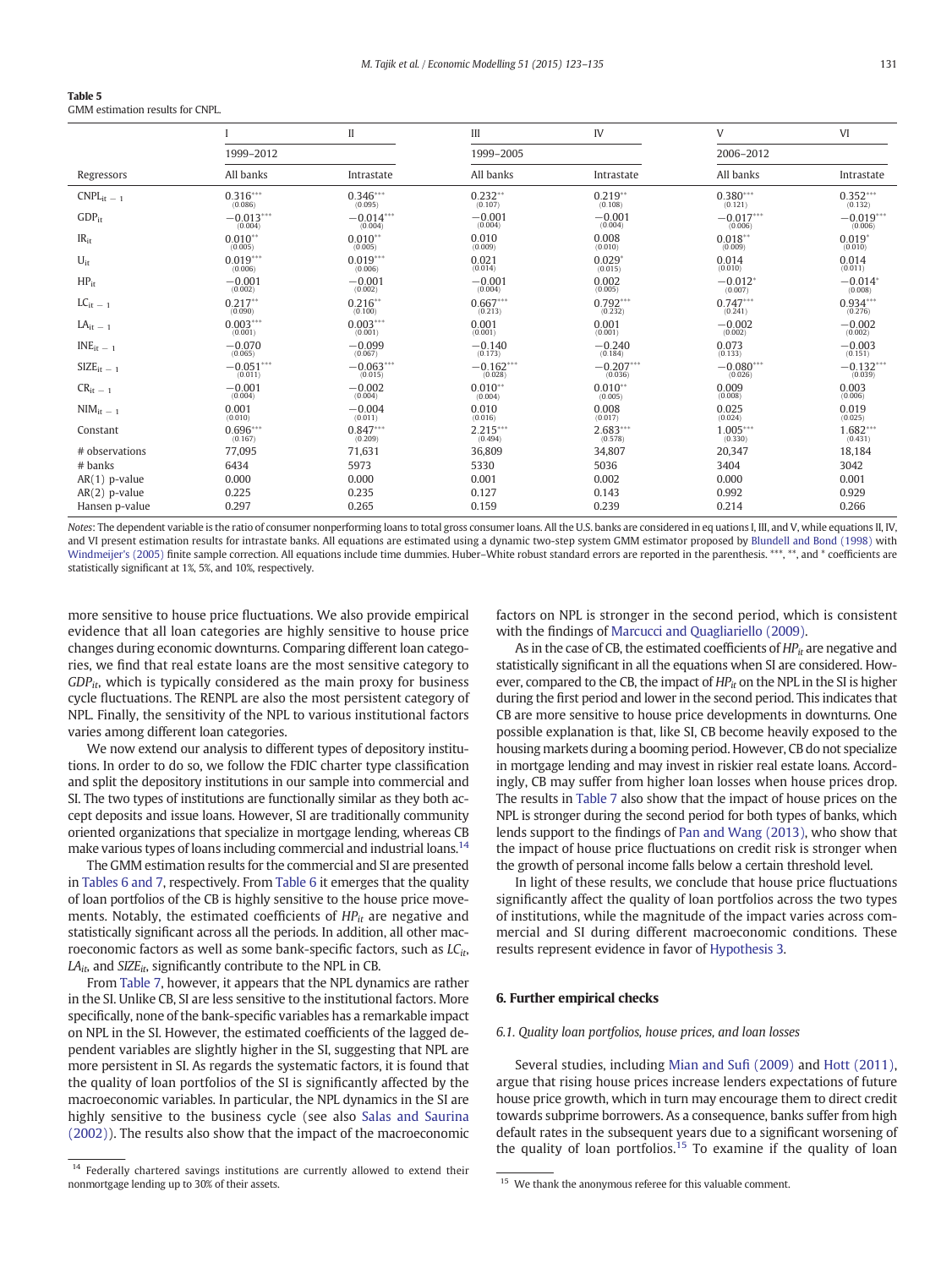**Table 5**
GMM estimation results for CNPL.

| | I | II | III | IV | V | VI |
|---|---|---|---|---|---|---|
| | 1999–2012 | | 1999–2005 | | 2006–2012 | |
| Regressors | All banks | Intrastate | All banks | Intrastate | All banks | Intrastate |
| $CNPL_{it-1}$ | 0.316*** (0.086) | 0.346*** (0.095) | 0.232** (0.107) | 0.219** (0.108) | 0.380*** (0.121) | 0.352*** (0.132) |
| $GDP_{it}$ | −0.013*** (0.004) | −0.014*** (0.004) | −0.001 (0.004) | −0.001 (0.004) | −0.017*** (0.006) | −0.019*** (0.006) |
| $IR_{it}$ | 0.010** (0.005) | 0.010** (0.005) | 0.010 (0.009) | 0.008 (0.010) | 0.018** (0.009) | 0.019* (0.010) |
| $U_{it}$ | 0.019*** (0.006) | 0.019*** (0.006) | 0.021 (0.014) | 0.029* (0.015) | 0.014 (0.010) | 0.014 (0.011) |
| $HP_{it}$ | −0.001 (0.002) | −0.001 (0.002) | −0.001 (0.004) | 0.002 (0.005) | −0.012* (0.007) | −0.014* (0.008) |
| $LC_{it-1}$ | 0.217** (0.090) | 0.216** (0.100) | 0.667*** (0.213) | 0.792*** (0.232) | 0.747*** (0.241) | 0.934*** (0.276) |
| $LA_{it-1}$ | 0.003*** (0.001) | 0.003*** (0.001) | 0.001 (0.001) | 0.001 (0.001) | −0.002 (0.002) | −0.002 (0.002) |
| $INE_{it-1}$ | −0.070 (0.065) | −0.099 (0.067) | −0.140 (0.173) | −0.240 (0.184) | 0.073 (0.133) | −0.003 (0.151) |
| $SIZE_{it-1}$ | −0.051*** (0.011) | −0.063*** (0.015) | −0.162*** (0.028) | −0.207*** (0.036) | −0.080*** (0.026) | −0.132*** (0.039) |
| $CR_{it-1}$ | −0.001 (0.004) | −0.002 (0.004) | 0.010** (0.004) | 0.010** (0.005) | 0.009 (0.008) | 0.003 (0.006) |
| $NIM_{it-1}$ | 0.001 (0.010) | −0.004 (0.011) | 0.010 (0.016) | 0.008 (0.017) | 0.025 (0.024) | 0.019 (0.025) |
| Constant | 0.696*** (0.167) | 0.847*** (0.209) | 2.215*** (0.494) | 2.683*** (0.578) | 1.005*** (0.330) | 1.682*** (0.431) |
| # observations | 77,095 | 71,631 | 36,809 | 34,807 | 20,347 | 18,184 |
| # banks | 6434 | 5973 | 5330 | 5036 | 3404 | 3042 |
| AR(1) p-value | 0.000 | 0.000 | 0.001 | 0.002 | 0.000 | 0.001 |
| AR(2) p-value | 0.225 | 0.235 | 0.127 | 0.143 | 0.992 | 0.929 |
| Hansen p-value | 0.297 | 0.265 | 0.159 | 0.239 | 0.214 | 0.266 |

*Notes*: The dependent variable is the ratio of consumer nonperforming loans to total gross consumer loans. All the U.S. banks are considered in eq uations I, III, and V, while equations II, IV, and VI present estimation results for intrastate banks. All equations are estimated using a dynamic two-step system GMM estimator proposed by Blundell and Bond (1998) with Windmeijer's (2005) finite sample correction. All equations include time dummies. Huber–White robust standard errors are reported in the parenthesis. ***, **, and * coefficients are statistically significant at 1%, 5%, and 10%, respectively.

more sensitive to house price fluctuations. We also provide empirical evidence that all loan categories are highly sensitive to house price changes during economic downturns. Comparing different loan categories, we find that real estate loans are the most sensitive category to $GDP_{it}$, which is typically considered as the main proxy for business cycle fluctuations. The RENPL are also the most persistent category of NPL. Finally, the sensitivity of the NPL to various institutional factors varies among different loan categories.

We now extend our analysis to different types of depository institutions. In order to do so, we follow the FDIC charter type classification and split the depository institutions in our sample into commercial and SI. The two types of institutions are functionally similar as they both accept deposits and issue loans. However, SI are traditionally community oriented organizations that specialize in mortgage lending, whereas CB make various types of loans including commercial and industrial loans.[14]

The GMM estimation results for the commercial and SI are presented in Tables 6 and 7, respectively. From Table 6 it emerges that the quality of loan portfolios of the CB is highly sensitive to the house price movements. Notably, the estimated coefficients of $HP_{it}$ are negative and statistically significant across all the periods. In addition, all other macroeconomic factors as well as some bank-specific factors, such as $LC_{it}$, $LA_{it}$, and $SIZE_{it}$, significantly contribute to the NPL in CB.

From Table 7, however, it appears that the NPL dynamics are rather in the SI. Unlike CB, SI are less sensitive to the institutional factors. More specifically, none of the bank-specific variables has a remarkable impact on NPL in the SI. However, the estimated coefficients of the lagged dependent variables are slightly higher in the SI, suggesting that NPL are more persistent in SI. As regards the systematic factors, it is found that the quality of loan portfolios of the SI is significantly affected by the macroeconomic variables. In particular, the NPL dynamics in the SI are highly sensitive to the business cycle (see also Salas and Saurina (2002)). The results also show that the impact of the macroeconomic factors on NPL is stronger in the second period, which is consistent with the findings of Marcucci and Quagliariello (2009).

As in the case of CB, the estimated coefficients of $HP_{it}$ are negative and statistically significant in all the equations when SI are considered. However, compared to the CB, the impact of $HP_{it}$ on the NPL in the SI is higher during the first period and lower in the second period. This indicates that CB are more sensitive to house price developments in downturns. One possible explanation is that, like SI, CB become heavily exposed to the housing markets during a booming period. However, CB do not specialize in mortgage lending and may invest in riskier real estate loans. Accordingly, CB may suffer from higher loan losses when house prices drop. The results in Table 7 also show that the impact of house prices on the NPL is stronger during the second period for both types of banks, which lends support to the findings of Pan and Wang (2013), who show that the impact of house price fluctuations on credit risk is stronger when the growth of personal income falls below a certain threshold level.

In light of these results, we conclude that house price fluctuations significantly affect the quality of loan portfolios across the two types of institutions, while the magnitude of the impact varies across commercial and SI during different macroeconomic conditions. These results represent evidence in favor of Hypothesis 3.

## 6. Further empirical checks

### 6.1. Quality loan portfolios, house prices, and loan losses

Several studies, including Mian and Sufi (2009) and Hott (2011), argue that rising house prices increase lenders expectations of future house price growth, which in turn may encourage them to direct credit towards subprime borrowers. As a consequence, banks suffer from high default rates in the subsequent years due to a significant worsening of the quality of loan portfolios.[15] To examine if the quality of loan

[14] Federally chartered savings institutions are currently allowed to extend their nonmortgage lending up to 30% of their assets.

[15] We thank the anonymous referee for this valuable comment.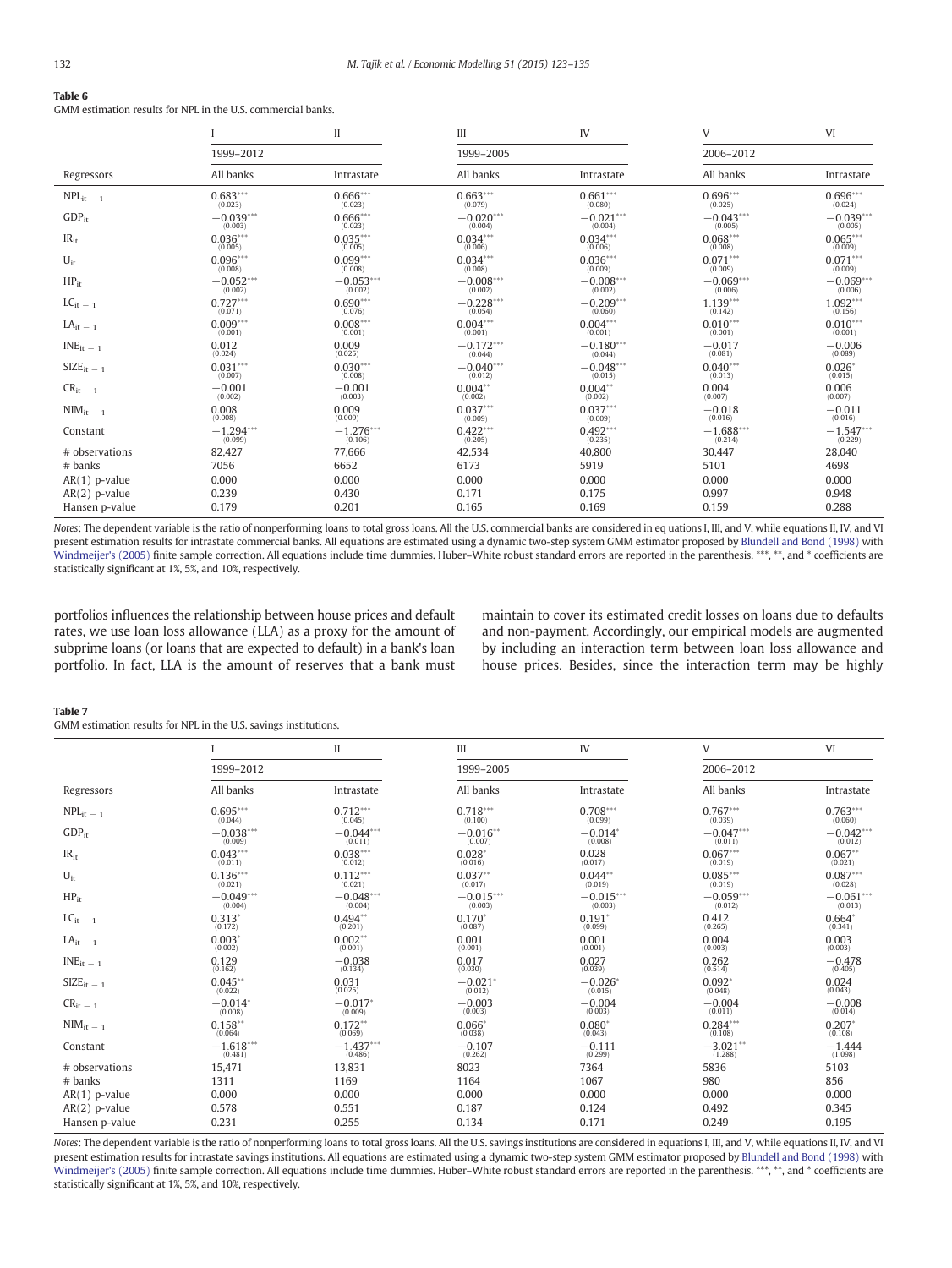**Table 6**
GMM estimation results for NPL in the U.S. commercial banks.

| | I | II | III | IV | V | VI |
|---|---|---|---|---|---|---|
| | 1999–2012 | | 1999–2005 | | 2006–2012 | |
| Regressors | All banks | Intrastate | All banks | Intrastate | All banks | Intrastate |
| $NPL_{it-1}$ | 0.683*** (0.023) | 0.666*** (0.023) | 0.663*** (0.079) | 0.661*** (0.080) | 0.696*** (0.025) | 0.696*** (0.024) |
| $GDP_{it}$ | −0.039*** (0.003) | 0.666*** (0.023) | −0.020*** (0.004) | −0.021*** (0.004) | −0.043*** (0.005) | −0.039*** (0.005) |
| $IR_{it}$ | 0.036*** (0.005) | 0.035*** (0.005) | 0.034*** (0.006) | 0.034*** (0.006) | 0.068*** (0.008) | 0.065*** (0.009) |
| $U_{it}$ | 0.096*** (0.008) | 0.099*** (0.008) | 0.034*** (0.008) | 0.036*** (0.009) | 0.071*** (0.009) | 0.071*** (0.009) |
| $HP_{it}$ | −0.052*** (0.002) | −0.053*** (0.002) | −0.008*** (0.002) | −0.008*** (0.002) | −0.069*** (0.006) | −0.069*** (0.006) |
| $LC_{it-1}$ | 0.727*** (0.071) | 0.690*** (0.076) | −0.228*** (0.054) | −0.209*** (0.060) | 1.139*** (0.142) | 1.092*** (0.156) |
| $LA_{it-1}$ | 0.009*** (0.001) | 0.008*** (0.001) | 0.004*** (0.001) | 0.004*** (0.001) | 0.010*** (0.001) | 0.010*** (0.001) |
| $INE_{it-1}$ | 0.012 (0.024) | 0.009 (0.025) | −0.172*** (0.044) | −0.180*** (0.044) | −0.017 (0.081) | −0.006 (0.089) |
| $SIZE_{it-1}$ | 0.031*** (0.007) | 0.030*** (0.008) | −0.040*** (0.012) | −0.048*** (0.015) | 0.040*** (0.013) | 0.026* (0.015) |
| $CR_{it-1}$ | −0.001 (0.002) | −0.001 (0.003) | 0.004** (0.002) | 0.004** (0.002) | 0.004 (0.007) | 0.006 (0.007) |
| $NIM_{it-1}$ | 0.008 (0.008) | 0.009 (0.009) | 0.037*** (0.009) | 0.037*** (0.009) | −0.018 (0.016) | −0.011 (0.016) |
| Constant | −1.294*** (0.099) | −1.276*** (0.106) | 0.422*** (0.205) | 0.492*** (0.235) | −1.688*** (0.214) | −1.547*** (0.229) |
| # observations | 82,427 | 77,666 | 42,534 | 40,800 | 30,447 | 28,040 |
| # banks | 7056 | 6652 | 6173 | 5919 | 5101 | 4698 |
| AR(1) p-value | 0.000 | 0.000 | 0.000 | 0.000 | 0.000 | 0.000 |
| AR(2) p-value | 0.239 | 0.430 | 0.171 | 0.175 | 0.997 | 0.948 |
| Hansen p-value | 0.179 | 0.201 | 0.165 | 0.169 | 0.159 | 0.288 |

*Notes*: The dependent variable is the ratio of nonperforming loans to total gross loans. All the U.S. commercial banks are considered in eq uations I, III, and V, while equations II, IV, and VI present estimation results for intrastate commercial banks. All equations are estimated using a dynamic two-step system GMM estimator proposed by Blundell and Bond (1998) with Windmeijer's (2005) finite sample correction. All equations include time dummies. Huber–White robust standard errors are reported in the parenthesis. ***, **, and * coefficients are statistically significant at 1%, 5%, and 10%, respectively.

portfolios influences the relationship between house prices and default rates, we use loan loss allowance (LLA) as a proxy for the amount of subprime loans (or loans that are expected to default) in a bank's loan portfolio. In fact, LLA is the amount of reserves that a bank must maintain to cover its estimated credit losses on loans due to defaults and non-payment. Accordingly, our empirical models are augmented by including an interaction term between loan loss allowance and house prices. Besides, since the interaction term may be highly

**Table 7**
GMM estimation results for NPL in the U.S. savings institutions.

| | I | II | III | IV | V | VI |
|---|---|---|---|---|---|---|
| | 1999–2012 | | 1999–2005 | | 2006–2012 | |
| Regressors | All banks | Intrastate | All banks | Intrastate | All banks | Intrastate |
| $NPL_{it-1}$ | 0.695*** (0.044) | 0.712*** (0.045) | 0.718*** (0.100) | 0.708*** (0.099) | 0.767*** (0.039) | 0.763*** (0.060) |
| $GDP_{it}$ | −0.038*** (0.009) | −0.044*** (0.011) | −0.016** (0.007) | −0.014* (0.008) | −0.047*** (0.011) | −0.042*** (0.012) |
| $IR_{it}$ | 0.043*** (0.011) | 0.038*** (0.012) | 0.028* (0.016) | 0.028 (0.017) | 0.067*** (0.019) | 0.067** (0.021) |
| $U_{it}$ | 0.136*** (0.021) | 0.112*** (0.021) | 0.037** (0.017) | 0.044** (0.019) | 0.085*** (0.019) | 0.087*** (0.028) |
| $HP_{it}$ | −0.049*** (0.004) | −0.048*** (0.004) | −0.015*** (0.003) | −0.015*** (0.003) | −0.059*** (0.012) | −0.061*** (0.013) |
| $LC_{it-1}$ | 0.313* (0.172) | 0.494** (0.201) | 0.170* (0.087) | 0.191* (0.099) | 0.412 (0.265) | 0.664* (0.341) |
| $LA_{it-1}$ | 0.003* (0.002) | 0.002** (0.001) | 0.001 (0.001) | 0.001 (0.001) | 0.004 (0.003) | 0.003 (0.003) |
| $INE_{it-1}$ | 0.129 (0.162) | −0.038 (0.134) | 0.017 (0.030) | 0.027 (0.039) | 0.262 (0.514) | −0.478 (0.405) |
| $SIZE_{it-1}$ | 0.045** (0.022) | 0.031 (0.025) | −0.021* (0.012) | −0.026* (0.015) | 0.092* (0.048) | 0.024 (0.043) |
| $CR_{it-1}$ | −0.014* (0.008) | −0.017* (0.009) | −0.003 (0.003) | −0.004 (0.003) | −0.004 (0.011) | −0.008 (0.014) |
| $NIM_{it-1}$ | 0.158** (0.064) | 0.172** (0.069) | 0.066* (0.038) | 0.080* (0.043) | 0.284*** (0.108) | 0.207* (0.108) |
| Constant | −1.618*** (0.481) | −1.437*** (0.486) | −0.107 (0.262) | −0.111 (0.299) | −3.021** (1.288) | −1.444 (1.098) |
| # observations | 15,471 | 13,831 | 8023 | 7364 | 5836 | 5103 |
| # banks | 1311 | 1169 | 1164 | 1067 | 980 | 856 |
| AR(1) p-value | 0.000 | 0.000 | 0.000 | 0.000 | 0.000 | 0.000 |
| AR(2) p-value | 0.578 | 0.551 | 0.187 | 0.124 | 0.492 | 0.345 |
| Hansen p-value | 0.231 | 0.255 | 0.134 | 0.171 | 0.249 | 0.195 |

*Notes*: The dependent variable is the ratio of nonperforming loans to total gross loans. All the U.S. savings institutions are considered in equations I, III, and V, while equations II, IV, and VI present estimation results for intrastate savings institutions. All equations are estimated using a dynamic two-step system GMM estimator proposed by Blundell and Bond (1998) with Windmeijer's (2005) finite sample correction. All equations include time dummies. Huber–White robust standard errors are reported in the parenthesis. ***, **, and * coefficients are statistically significant at 1%, 5%, and 10%, respectively.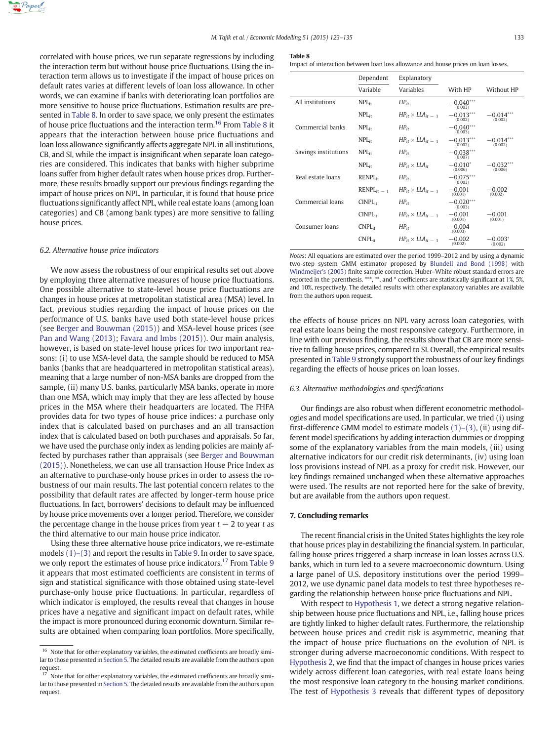correlated with house prices, we run separate regressions by including the interaction term but without house price fluctuations. Using the interaction term allows us to investigate if the impact of house prices on default rates varies at different levels of loan loss allowance. In other words, we can examine if banks with deteriorating loan portfolios are more sensitive to house price fluctuations. Estimation results are presented in Table 8. In order to save space, we only present the estimates of house price fluctuations and the interaction term.[16] From Table 8 it appears that the interaction between house price fluctuations and loan loss allowance significantly affects aggregate NPL in all institutions, CB, and SI, while the impact is insignificant when separate loan categories are considered. This indicates that banks with higher subprime loans suffer from higher default rates when house prices drop. Furthermore, these results broadly support our previous findings regarding the impact of house prices on NPL. In particular, it is found that house price fluctuations significantly affect NPL, while real estate loans (among loan categories) and CB (among bank types) are more sensitive to falling house prices.

### 6.2. Alternative house price indicators

We now assess the robustness of our empirical results set out above by employing three alternative measures of house price fluctuations. One possible alternative to state-level house price fluctuations are changes in house prices at metropolitan statistical area (MSA) level. In fact, previous studies regarding the impact of house prices on the performance of U.S. banks have used both state-level house prices (see Berger and Bouwman (2015)) and MSA-level house prices (see Pan and Wang (2013); Favara and Imbs (2015)). Our main analysis, however, is based on state-level house prices for two important reasons: (i) to use MSA-level data, the sample should be reduced to MSA banks (banks that are headquartered in metropolitan statistical areas), meaning that a large number of non-MSA banks are dropped from the sample, (ii) many U.S. banks, particularly MSA banks, operate in more than one MSA, which may imply that they are less affected by house prices in the MSA where their headquarters are located. The FHFA provides data for two types of house price indices: a purchase only index that is calculated based on purchases and an all transaction index that is calculated based on both purchases and appraisals. So far, we have used the purchase only index as lending policies are mainly affected by purchases rather than appraisals (see Berger and Bouwman (2015)). Nonetheless, we can use all transaction House Price Index as an alternative to purchase-only house prices in order to assess the robustness of our main results. The last potential concern relates to the possibility that default rates are affected by longer-term house price fluctuations. In fact, borrowers' decisions to default may be influenced by house price movements over a longer period. Therefore, we consider the percentage change in the house prices from year $t-2$ to year $t$ as the third alternative to our main house price indicator.

Using these three alternative house price indicators, we re-estimate models (1)–(3) and report the results in Table 9. In order to save space, we only report the estimates of house price indicators.[17] From Table 9 it appears that most estimated coefficients are consistent in terms of sign and statistical significance with those obtained using state-level purchase-only house price fluctuations. In particular, regardless of which indicator is employed, the results reveal that changes in house prices have a negative and significant impact on default rates, while the impact is more pronounced during economic downturn. Similar results are obtained when comparing loan portfolios. More specifically, the effects of house prices on NPL vary across loan categories, with real estate loans being the most responsive category. Furthermore, in line with our previous finding, the results show that CB are more sensitive to falling house prices, compared to SI. Overall, the empirical results presented in Table 9 strongly support the robustness of our key findings regarding the effects of house prices on loan losses.

**Table 8**
Impact of interaction between loan loss allowance and house prices on loan losses.

| | Dependent Variable | Explanatory Variables | With HP | Without HP |
|---|---|---|---|---|
| All institutions | $NPL_{it}$ | $HP_{it}$ | −0.040*** (0.003) | |
| | $NPL_{it}$ | $HP_{it} \times LLA_{it-1}$ | −0.013*** (0.002) | −0.014*** (0.002) |
| Commercial banks | $NPL_{it}$ | $HP_{it}$ | −0.040*** (0.003) | |
| | $NPL_{it}$ | $HP_{it} \times LLA_{it-1}$ | −0.013*** (0.002) | −0.014*** (0.002) |
| Savings institutions | $NPL_{it}$ | $HP_{it}$ | −0.038*** (0.007) | |
| | $NPL_{it}$ | $HP_{it} \times LLA_{it}$ | −0.010* (0.006) | −0.032*** (0.006) |
| Real estate loans | $RENPL_{it}$ | $HP_{it}$ | −0.075*** (0.003) | |
| | $RENPL_{it-1}$ | $HP_{it} \times LLA_{it-1}$ | −0.001 (0.001) | −0.002 (0.002) |
| Commercial loans | $CINPL_{it}$ | $HP_{it}$ | −0.020*** (0.003) | |
| | $CINPL_{it}$ | $HP_{it} \times LLA_{it-1}$ | −0.001 (0.001) | −0.001 (0.001) |
| Consumer loans | $CNPL_{it}$ | $HP_{it}$ | −0.004 (0.003) | |
| | $CNPL_{it}$ | $HP_{it} \times LLA_{it-1}$ | −0.002 (0.002) | −0.003* (0.002) |

*Notes*: All equations are estimated over the period 1999–2012 and by using a dynamic two-step system GMM estimator proposed by Blundell and Bond (1998) with Windmeijer's (2005) finite sample correction. Huber–White robust standard errors are reported in the parenthesis. ***, **, and * coefficients are statistically significant at 1%, 5%, and 10%, respectively. The detailed results with other explanatory variables are available from the authors upon request.

### 6.3. Alternative methodologies and specifications

Our findings are also robust when different econometric methodologies and model specifications are used. In particular, we tried (i) using first-difference GMM model to estimate models (1)–(3), (ii) using different model specifications by adding interaction dummies or dropping some of the explanatory variables from the main models, (iii) using alternative indicators for our credit risk determinants, (iv) using loan loss provisions instead of NPL as a proxy for credit risk. However, our key findings remained unchanged when these alternative approaches were used. The results are not reported here for the sake of brevity, but are available from the authors upon request.

## 7. Concluding remarks

The recent financial crisis in the United States highlights the key role that house prices play in destabilizing the financial system. In particular, falling house prices triggered a sharp increase in loan losses across U.S. banks, which in turn led to a severe macroeconomic downturn. Using a large panel of U.S. depository institutions over the period 1999–2012, we use dynamic panel data models to test three hypotheses regarding the relationship between house price fluctuations and NPL.

With respect to Hypothesis 1, we detect a strong negative relationship between house price fluctuations and NPL, i.e., falling house prices are tightly linked to higher default rates. Furthermore, the relationship between house prices and credit risk is asymmetric, meaning that the impact of house price fluctuations on the evolution of NPL is stronger during adverse macroeconomic conditions. With respect to Hypothesis 2, we find that the impact of changes in house prices varies widely across different loan categories, with real estate loans being the most responsive loan category to the housing market conditions. The test of Hypothesis 3 reveals that different types of depository

[16] Note that for other explanatory variables, the estimated coefficients are broadly similar to those presented in Section 5. The detailed results are available from the authors upon request.

[17] Note that for other explanatory variables, the estimated coefficients are broadly similar to those presented in Section 5. The detailed results are available from the authors upon request.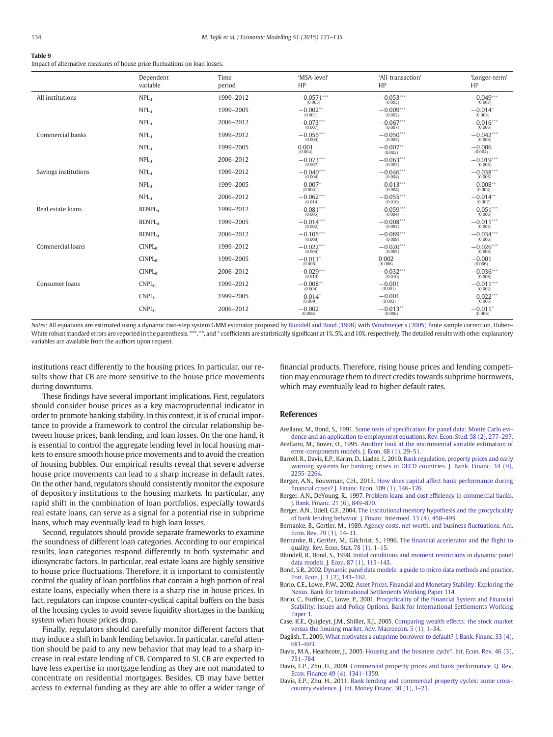**Table 9**
Impact of alternative measures of house price fluctuations on loan losses.

| | Dependent variable | Time period | 'MSA-level' HP | 'All-transaction' HP | 'Longer-term' HP |
|---|---|---|---|---|---|
| All institutions | $NPL_{it}$ | 1999–2012 | $-0.0571^{***}$ (0.003) | $-0.053^{***}$ (0.003) | $-0.049^{***}$ (0.003) |
| | $NPL_{it}$ | 1999–2005 | $-0.002^{**}$ (0.001) | $-0.009^{***}$ (0.002) | $-0.014^{*}$ (0.008) |
| | $NPL_{it}$ | 2006–2012 | $-0.073^{***}$ (0.007) | $-0.067^{***}$ (0.007) | $-0.016^{***}$ (0.005) |
| Commercial banks | $NPL_{it}$ | 1999–2012 | $-0.055^{***}$ (0.004) | $-0.050^{***}$ (0.003) | $-0.042^{***}$ (0.004) |
| | $NPL_{it}$ | 1999–2005 | 0.001 (0.004) | $-0.007^{**}$ (0.003) | $-0.006$ (0.004) |
| | $NPL_{it}$ | 2006–2012 | $-0.073^{***}$ (0.007) | $-0.063^{***}$ (0.007) | $-0.019^{***}$ (0.005) |
| Savings institutions | $NPL_{it}$ | 1999–2012 | $-0.040^{***}$ (0.004) | $-0.046^{***}$ (0.004) | $-0.038^{***}$ (0.005) |
| | $NPL_{it}$ | 1999–2005 | $-0.007^{*}$ (0.004) | $-0.013^{***}$ (0.004) | $-0.008^{**}$ (0.004) |
| | $NPL_{it}$ | 2006–2012 | $-0.062^{***}$ (0.014) | $-0.055^{***}$ (0.010) | $-0.014^{**}$ (0.007) |
| Real estate loans | $RENPL_{it}$ | 1999–2012 | $-0.081^{***}$ (0.005) | $-0.059^{***}$ (0.004) | $-0.051^{***}$ (0.006) |
| | $RENPL_{it}$ | 1999–2005 | $-0.014^{***}$ (0.002) | $-0.008^{***}$ (0.003) | $-0.011^{***}$ (0.003) |
| | $RENPL_{it}$ | 2006–2012 | $-0.105^{***}$ (0.008) | $-0.089^{***}$ (0.009) | $-0.034^{***}$ (0.006) |
| Commercial loans | $CINPL_{it}$ | 1999–2012 | $-0.022^{***}$ (0.004) | $-0.020^{***}$ (0.005) | $-0.026^{***}$ (0.004) |
| | $CINPL_{it}$ | 1999–2005 | $-0.011^{*}$ (0.006) | 0.002 (0.006) | $-0.001$ (0.006) |
| | $CINPL_{it}$ | 2006–2012 | $-0.029^{***}$ (0.010) | $-0.032^{***}$ (0.010) | $-0.036^{***}$ (0.008) |
| Consumer loans | $CNPL_{it}$ | 1999–2012 | $-0.008^{**}$ (0.004) | $-0.001$ (0.001) | $-0.011^{***}$ (0.002) |
| | $CNPL_{it}$ | 1999–2005 | $-0.014^{*}$ (0.009) | $-0.001$ (0.002) | $-0.022^{***}$ (0.005) |
| | $CNPL_{it}$ | 2006–2012 | $-0.002$ (0.006) | $-0.013^{**}$ (0.006) | $-0.011^{*}$ (0.006) |

*Notes*: All equations are estimated using a dynamic two-step system GMM estimator proposed by Blundell and Bond (1998) with Windmeijer's (2005) finite sample correction. Huber–White robust standard errors are reported in the parenthesis. ***, **, and * coefficients are statistically significant at 1%, 5%, and 10%, respectively. The detailed results with other explanatory variables are available from the authors upon request.

institutions react differently to the housing prices. In particular, our results show that CB are more sensitive to the house price movements during downturns.

These findings have several important implications. First, regulators should consider house prices as a key macroprudential indicator in order to promote banking stability. In this context, it is of crucial importance to provide a framework to control the circular relationship between house prices, bank lending, and loan losses. On the one hand, it is essential to control the aggregate lending level in local housing markets to ensure smooth house price movements and to avoid the creation of housing bubbles. Our empirical results reveal that severe adverse house price movements can lead to a sharp increase in default rates. On the other hand, regulators should consistently monitor the exposure of depository institutions to the housing markets. In particular, any rapid shift in the combination of loan portfolios, especially towards real estate loans, can serve as a signal for a potential rise in subprime loans, which may eventually lead to high loan losses.

Second, regulators should provide separate frameworks to examine the soundness of different loan categories. According to our empirical results, loan categories respond differently to both systematic and idiosyncratic factors. In particular, real estate loans are highly sensitive to house price fluctuations. Therefore, it is important to consistently control the quality of loan portfolios that contain a high portion of real estate loans, especially when there is a sharp rise in house prices. In fact, regulators can impose counter-cyclical capital buffers on the basis of the housing cycles to avoid severe liquidity shortages in the banking system when house prices drop.

Finally, regulators should carefully monitor different factors that may induce a shift in bank lending behavior. In particular, careful attention should be paid to any new behavior that may lead to a sharp increase in real estate lending of CB. Compared to SI, CB are expected to have less expertise in mortgage lending as they are not mandated to concentrate on residential mortgages. Besides, CB may have better access to external funding as they are able to offer a wider range of financial products. Therefore, rising house prices and lending competition may encourage them to direct credits towards subprime borrowers, which may eventually lead to higher default rates.

## References

Arellano, M., Bond, S., 1991. Some tests of specification for panel data: Monte Carlo evidence and an application to employment equations. Rev. Econ. Stud. 58 (2), 277–297.

Arellano, M., Bover, O., 1995. Another look at the instrumental variable estimation of error-components models. J. Econ. 68 (1), 29–51.

Barrell, R., Davis, E.P., Karim, D., Liadze, I., 2010. Bank regulation, property prices and early warning systems for banking crises in OECD countries. J. Bank. Financ. 34 (9), 2255–2264.

Berger, A.N., Bouwman, C.H., 2015. How does capital affect bank performance during financial crises? J. Financ. Econ. 109 (1), 146–176.

Berger, A.N., DeYoung, R., 1997. Problem loans and cost efficiency in commercial banks. J. Bank. Financ. 21 (6), 849–870.

Berger, A.N., Udell, G.F., 2004. The institutional memory hypothesis and the procyclicality of bank lending behavior. J. Financ. Intermed. 13 (4), 458–495.

Bernanke, B., Gertler, M., 1989. Agency costs, net worth, and business fluctuations. Am. Econ. Rev. 79 (1), 14–31.

Bernanke, B., Gertler, M., Gilchrist, S., 1996. The financial accelerator and the flight to quality. Rev. Econ. Stat. 78 (1), 1–15.

Blundell, R., Bond, S., 1998. Initial conditions and moment restrictions in dynamic panel data models. J. Econ. 87 (1), 115–143.

Bond, S.R., 2002. Dynamic panel data models: a guide to micro data methods and practice. Port. Econ. J. 1 (2), 141–162.

Borio, C.E., Lowe, P.W., 2002. Asset Prices, Financial and Monetary Stability: Exploring the Nexus. Bank for International Settlements Working Paper 114.

Borio, C., Furfine, C., Lowe, P., 2001. Procyclicality of the Financial System and Financial Stability: Issues and Policy Options. Bank for International Settlements Working Paper 1.

Case, K.E., Quigleyt, J.M., Shiller, R.J., 2005. Comparing wealth effects: the stock market versus the housing market. Adv. Macroecon. 5 (1), 1–34.

Daglish, T., 2009. What motivates a subprime borrower to default? J. Bank. Financ. 33 (4), 681–693.

Davis, M.A., Heathcote, J., 2005. Housing and the business cycle*. Int. Econ. Rev. 46 (3), 751–784.

Davis, E.P., Zhu, H., 2009. Commercial property prices and bank performance. Q. Rev. Econ. Finance 49 (4), 1341–1359.

Davis, E.P., Zhu, H., 2011. Bank lending and commercial property cycles: some cross-country evidence. J. Int. Money Financ. 30 (1), 1–21.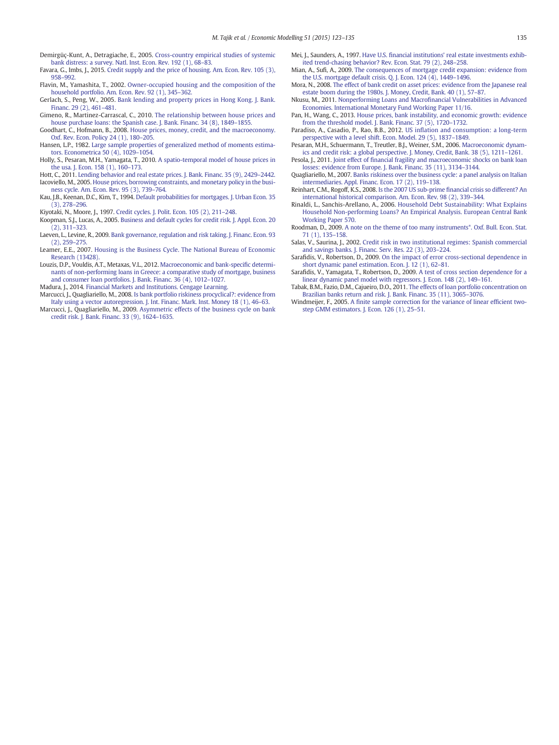Demirgüç-Kunt, A., Detragiache, E., 2005. Cross-country empirical studies of systemic bank distress: a survey. Natl. Inst. Econ. Rev. 192 (1), 68–83.

Favara, G., Imbs, J., 2015. Credit supply and the price of housing. Am. Econ. Rev. 105 (3), 958–992.

Flavin, M., Yamashita, T., 2002. Owner-occupied housing and the composition of the household portfolio. Am. Econ. Rev. 92 (1), 345–362.

Gerlach, S., Peng, W., 2005. Bank lending and property prices in Hong Kong. J. Bank. Financ. 29 (2), 461–481.

Gimeno, R., Martinez-Carrascal, C., 2010. The relationship between house prices and house purchase loans: the Spanish case. J. Bank. Financ. 34 (8), 1849–1855.

Goodhart, C., Hofmann, B., 2008. House prices, money, credit, and the macroeconomy. Oxf. Rev. Econ. Policy 24 (1), 180–205.

Hansen, L.P., 1982. Large sample properties of generalized method of moments estimators. Econometrica 50 (4), 1029–1054.

Holly, S., Pesaran, M.H., Yamagata, T., 2010. A spatio-temporal model of house prices in the usa. J. Econ. 158 (1), 160–173.

Hott, C., 2011. Lending behavior and real estate prices. J. Bank. Financ. 35 (9), 2429–2442.

Iacoviello, M., 2005. House prices, borrowing constraints, and monetary policy in the business cycle. Am. Econ. Rev. 95 (3), 739–764.

Kau, J.B., Keenan, D.C., Kim, T., 1994. Default probabilities for mortgages. J. Urban Econ. 35 (3), 278–296.

Kiyotaki, N., Moore, J., 1997. Credit cycles. J. Polit. Econ. 105 (2), 211–248.

Koopman, S.J., Lucas, A., 2005. Business and default cycles for credit risk. J. Appl. Econ. 20 (2), 311–323.

Laeven, L., Levine, R., 2009. Bank governance, regulation and risk taking. J. Financ. Econ. 93 (2), 259–275.

Leamer, E.E., 2007. Housing is the Business Cycle. The National Bureau of Economic Research (13428).

Louzis, D.P., Vouldis, A.T., Metaxas, V.L., 2012. Macroeconomic and bank-specific determinants of non-performing loans in Greece: a comparative study of mortgage, business and consumer loan portfolios. J. Bank. Financ. 36 (4), 1012–1027.

Madura, J., 2014. Financial Markets and Institutions. Cengage Learning.

Marcucci, J., Quagliariello, M., 2008. Is bank portfolio riskiness procyclical?: evidence from Italy using a vector autoregression. J. Int. Financ. Mark. Inst. Money 18 (1), 46–63.

Marcucci, J., Quagliariello, M., 2009. Asymmetric effects of the business cycle on bank credit risk. J. Bank. Financ. 33 (9), 1624–1635.

Mei, J., Saunders, A., 1997. Have U.S. financial institutions' real estate investments exhibited trend-chasing behavior? Rev. Econ. Stat. 79 (2), 248–258.

Mian, A., Sufi, A., 2009. The consequences of mortgage credit expansion: evidence from the U.S. mortgage default crisis. Q. J. Econ. 124 (4), 1449–1496.

Mora, N., 2008. The effect of bank credit on asset prices: evidence from the Japanese real estate boom during the 1980s. J. Money, Credit, Bank. 40 (1), 57–87.

Nkusu, M., 2011. Nonperforming Loans and Macrofinancial Vulnerabilities in Advanced Economies. International Monetary Fund Working Paper 11/16.

Pan, H., Wang, C., 2013. House prices, bank instability, and economic growth: evidence from the threshold model. J. Bank. Financ. 37 (5), 1720–1732.

Paradiso, A., Casadio, P., Rao, B.B., 2012. US inflation and consumption: a long-term perspective with a level shift. Econ. Model. 29 (5), 1837–1849.

Pesaran, M.H., Schuermann, T., Treutler, B.J., Weiner, S.M., 2006. Macroeconomic dynamics and credit risk: a global perspective. J. Money, Credit, Bank. 38 (5), 1211–1261.

Pesola, J., 2011. Joint effect of financial fragility and macroeconomic shocks on bank loan losses: evidence from Europe. J. Bank. Financ. 35 (11), 3134–3144.

Quagliariello, M., 2007. Banks riskiness over the business cycle: a panel analysis on Italian intermediaries. Appl. Financ. Econ. 17 (2), 119–138.

Reinhart, C.M., Rogoff, K.S., 2008. Is the 2007 US sub-prime financial crisis so different? An international historical comparison. Am. Econ. Rev. 98 (2), 339–344.

Rinaldi, L., Sanchis-Arellano, A., 2006. Household Debt Sustainability: What Explains Household Non-performing Loans? An Empirical Analysis. European Central Bank Working Paper 570.

Roodman, D., 2009. A note on the theme of too many instruments*. Oxf. Bull. Econ. Stat. 71 (1), 135–158.

Salas, V., Saurina, J., 2002. Credit risk in two institutional regimes: Spanish commercial and savings banks. J. Financ. Serv. Res. 22 (3), 203–224.

Sarafidis, V., Robertson, D., 2009. On the impact of error cross-sectional dependence in short dynamic panel estimation. Econ. J. 12 (1), 62–81.

Sarafidis, V., Yamagata, T., Robertson, D., 2009. A test of cross section dependence for a linear dynamic panel model with regressors. J. Econ. 148 (2), 149–161.

Tabak, B.M., Fazio, D.M., Cajueiro, D.O., 2011. The effects of loan portfolio concentration on Brazilian banks return and risk. J. Bank. Financ. 35 (11), 3065–3076.

Windmeijer, F., 2005. A finite sample correction for the variance of linear efficient two-step GMM estimators. J. Econ. 126 (1), 25–51.